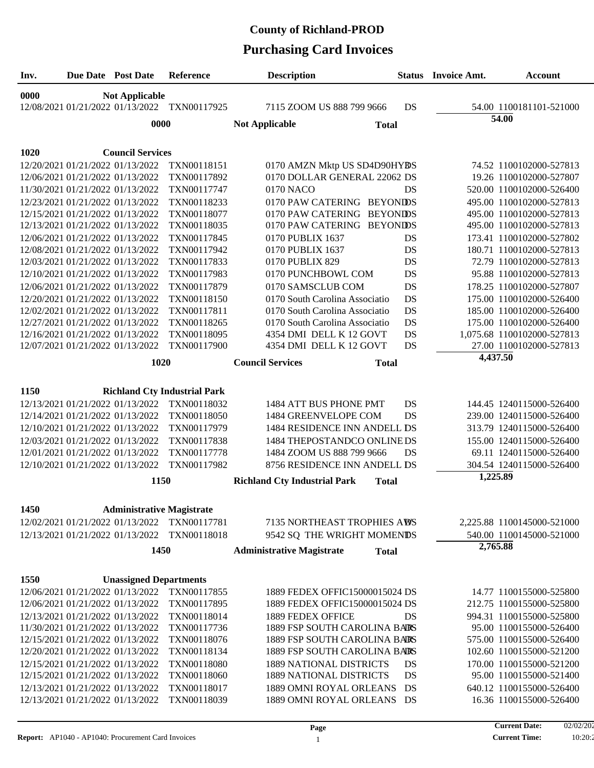# County of Richland-PROD

## Purchasing Card Invoices

| Inv. | Due Date | Post Date | Reference | Description | Status | Invoice Amt. | Account |
|---|---|---|---|---|---|---|---|
| **0000** | | **Not Applicable** | | | | | |
| 12/08/2021 | 01/21/2022 | 01/13/2022 | TXN00117925 | 7115 ZOOM US 888 799 9666 | DS | 54.00 | 1100181101-521000 |
| | | **0000** | | **Not Applicable** | **Total** | **54.00** | |
| **1020** | | **Council Services** | | | | | |
| 12/20/2021 | 01/21/2022 | 01/13/2022 | TXN00118151 | 0170 AMZN Mktp US SD4D90HY3 | DS | 74.52 | 1100102000-527813 |
| 12/06/2021 | 01/21/2022 | 01/13/2022 | TXN00117892 | 0170 DOLLAR GENERAL 22062 | DS | 19.26 | 1100102000-527807 |
| 11/30/2021 | 01/21/2022 | 01/13/2022 | TXN00117747 | 0170 NACO | DS | 520.00 | 1100102000-526400 |
| 12/23/2021 | 01/21/2022 | 01/13/2022 | TXN00118233 | 0170 PAW CATERING BEYOND | DS | 495.00 | 1100102000-527813 |
| 12/15/2021 | 01/21/2022 | 01/13/2022 | TXN00118077 | 0170 PAW CATERING BEYOND | DS | 495.00 | 1100102000-527813 |
| 12/13/2021 | 01/21/2022 | 01/13/2022 | TXN00118035 | 0170 PAW CATERING BEYOND | DS | 495.00 | 1100102000-527813 |
| 12/06/2021 | 01/21/2022 | 01/13/2022 | TXN00117845 | 0170 PUBLIX 1637 | DS | 173.41 | 1100102000-527802 |
| 12/08/2021 | 01/21/2022 | 01/13/2022 | TXN00117942 | 0170 PUBLIX 1637 | DS | 180.71 | 1100102000-527813 |
| 12/03/2021 | 01/21/2022 | 01/13/2022 | TXN00117833 | 0170 PUBLIX 829 | DS | 72.79 | 1100102000-527813 |
| 12/10/2021 | 01/21/2022 | 01/13/2022 | TXN00117983 | 0170 PUNCHBOWL COM | DS | 95.88 | 1100102000-527813 |
| 12/06/2021 | 01/21/2022 | 01/13/2022 | TXN00117879 | 0170 SAMSCLUB COM | DS | 178.25 | 1100102000-527807 |
| 12/20/2021 | 01/21/2022 | 01/13/2022 | TXN00118150 | 0170 South Carolina Associatio | DS | 175.00 | 1100102000-526400 |
| 12/02/2021 | 01/21/2022 | 01/13/2022 | TXN00117811 | 0170 South Carolina Associatio | DS | 185.00 | 1100102000-526400 |
| 12/27/2021 | 01/21/2022 | 01/13/2022 | TXN00118265 | 0170 South Carolina Associatio | DS | 175.00 | 1100102000-526400 |
| 12/16/2021 | 01/21/2022 | 01/13/2022 | TXN00118095 | 4354 DMI DELL K 12 GOVT | DS | 1,075.68 | 1100102000-527813 |
| 12/07/2021 | 01/21/2022 | 01/13/2022 | TXN00117900 | 4354 DMI DELL K 12 GOVT | DS | 27.00 | 1100102000-527813 |
| | | **1020** | | **Council Services** | **Total** | **4,437.50** | |
| **1150** | | **Richland Cty Industrial Park** | | | | | |
| 12/13/2021 | 01/21/2022 | 01/13/2022 | TXN00118032 | 1484 ATT BUS PHONE PMT | DS | 144.45 | 1240115000-526400 |
| 12/14/2021 | 01/21/2022 | 01/13/2022 | TXN00118050 | 1484 GREENVELOPE COM | DS | 239.00 | 1240115000-526400 |
| 12/10/2021 | 01/21/2022 | 01/13/2022 | TXN00117979 | 1484 RESIDENCE INN ANDELL | DS | 313.79 | 1240115000-526400 |
| 12/03/2021 | 01/21/2022 | 01/13/2022 | TXN00117838 | 1484 THEPOSTANDCO ONLINE | DS | 155.00 | 1240115000-526400 |
| 12/01/2021 | 01/21/2022 | 01/13/2022 | TXN00117778 | 1484 ZOOM US 888 799 9666 | DS | 69.11 | 1240115000-526400 |
| 12/10/2021 | 01/21/2022 | 01/13/2022 | TXN00117982 | 8756 RESIDENCE INN ANDELL | DS | 304.54 | 1240115000-526400 |
| | | **1150** | | **Richland Cty Industrial Park** | **Total** | **1,225.89** | |
| **1450** | | **Administrative Magistrate** | | | | | |
| 12/02/2021 | 01/21/2022 | 01/13/2022 | TXN00117781 | 7135 NORTHEAST TROPHIES AW | DS | 2,225.88 | 1100145000-521000 |
| 12/13/2021 | 01/21/2022 | 01/13/2022 | TXN00118018 | 9542 SQ THE WRIGHT MOMENT | DS | 540.00 | 1100145000-521000 |
| | | **1450** | | **Administrative Magistrate** | **Total** | **2,765.88** | |
| **1550** | | **Unassigned Departments** | | | | | |
| 12/06/2021 | 01/21/2022 | 01/13/2022 | TXN00117855 | 1889 FEDEX OFFIC15000015024 | DS | 14.77 | 1100155000-525800 |
| 12/06/2021 | 01/21/2022 | 01/13/2022 | TXN00117895 | 1889 FEDEX OFFIC15000015024 | DS | 212.75 | 1100155000-525800 |
| 12/13/2021 | 01/21/2022 | 01/13/2022 | TXN00118014 | 1889 FEDEX OFFICE | DS | 994.31 | 1100155000-525800 |
| 11/30/2021 | 01/21/2022 | 01/13/2022 | TXN00117736 | 1889 FSP SOUTH CAROLINA BAR | DS | 95.00 | 1100155000-526400 |
| 12/15/2021 | 01/21/2022 | 01/13/2022 | TXN00118076 | 1889 FSP SOUTH CAROLINA BAR | DS | 575.00 | 1100155000-526400 |
| 12/20/2021 | 01/21/2022 | 01/13/2022 | TXN00118134 | 1889 FSP SOUTH CAROLINA BAR | DS | 102.60 | 1100155000-521200 |
| 12/15/2021 | 01/21/2022 | 01/13/2022 | TXN00118080 | 1889 NATIONAL DISTRICTS | DS | 170.00 | 1100155000-521200 |
| 12/15/2021 | 01/21/2022 | 01/13/2022 | TXN00118060 | 1889 NATIONAL DISTRICTS | DS | 95.00 | 1100155000-521400 |
| 12/13/2021 | 01/21/2022 | 01/13/2022 | TXN00118017 | 1889 OMNI ROYAL ORLEANS | DS | 640.12 | 1100155000-526400 |
| 12/13/2021 | 01/21/2022 | 01/13/2022 | TXN00118039 | 1889 OMNI ROYAL ORLEANS | DS | 16.36 | 1100155000-526400 |

**Report:** AP1040 - AP1040: Procurement Card Invoices

**Current Date:** 02/02/202

**Current Time:** 10:20:2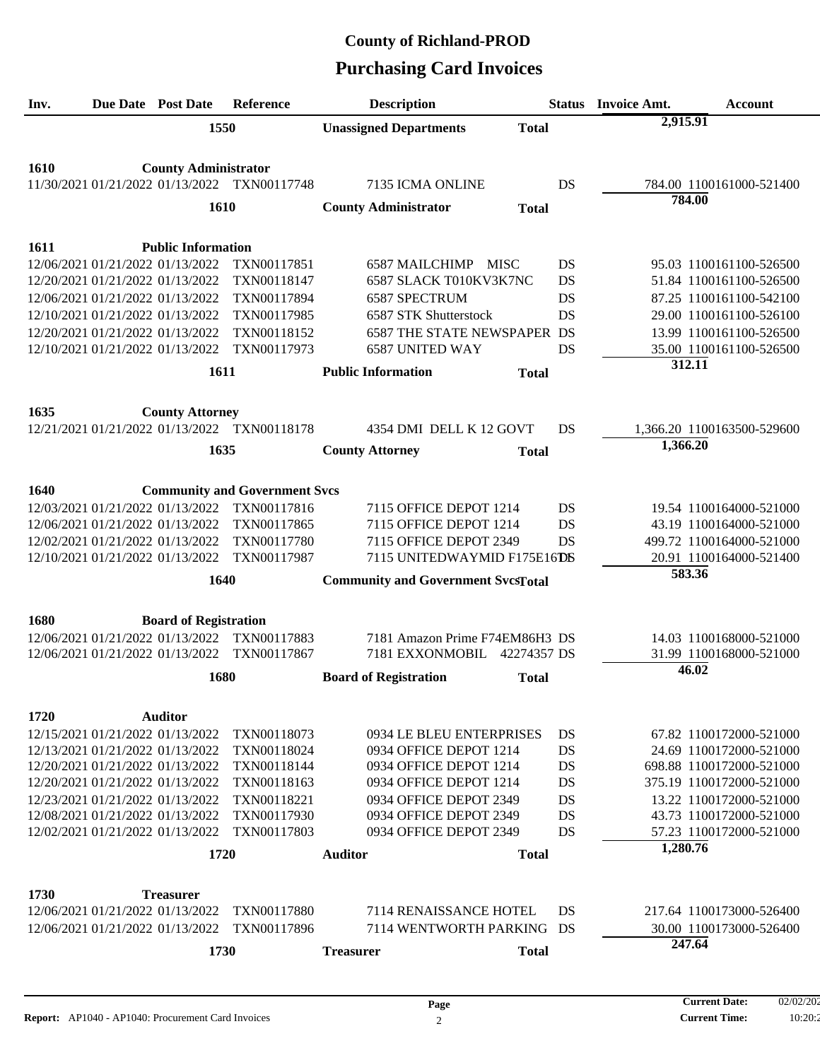# County of Richland-PROD

## Purchasing Card Invoices

| Inv. | Due Date | Post Date | Reference | Description | Status | Invoice Amt. | Account |
|---|---|---|---|---|---|---|---|
| | | 1550 | | **Unassigned Departments** | **Total** | **2,915.91** | |
| **1610** | | **County Administrator** | | | | | |
| 11/30/2021 | 01/21/2022 | 01/13/2022 | TXN00117748 | 7135 ICMA ONLINE | DS | 784.00 | 1100161000-521400 |
| | | **1610** | | **County Administrator** | **Total** | **784.00** | |
| **1611** | | **Public Information** | | | | | |
| 12/06/2021 | 01/21/2022 | 01/13/2022 | TXN00117851 | 6587 MAILCHIMP MISC | DS | 95.03 | 1100161100-526500 |
| 12/20/2021 | 01/21/2022 | 01/13/2022 | TXN00118147 | 6587 SLACK T010KV3K7NC | DS | 51.84 | 1100161100-526500 |
| 12/06/2021 | 01/21/2022 | 01/13/2022 | TXN00117894 | 6587 SPECTRUM | DS | 87.25 | 1100161100-542100 |
| 12/10/2021 | 01/21/2022 | 01/13/2022 | TXN00117985 | 6587 STK Shutterstock | DS | 29.00 | 1100161100-526100 |
| 12/20/2021 | 01/21/2022 | 01/13/2022 | TXN00118152 | 6587 THE STATE NEWSPAPER | DS | 13.99 | 1100161100-526500 |
| 12/10/2021 | 01/21/2022 | 01/13/2022 | TXN00117973 | 6587 UNITED WAY | DS | 35.00 | 1100161100-526500 |
| | | **1611** | | **Public Information** | **Total** | **312.11** | |
| **1635** | | **County Attorney** | | | | | |
| 12/21/2021 | 01/21/2022 | 01/13/2022 | TXN00118178 | 4354 DMI DELL K 12 GOVT | DS | 1,366.20 | 1100163500-529600 |
| | | **1635** | | **County Attorney** | **Total** | **1,366.20** | |
| **1640** | | **Community and Government Svcs** | | | | | |
| 12/03/2021 | 01/21/2022 | 01/13/2022 | TXN00117816 | 7115 OFFICE DEPOT 1214 | DS | 19.54 | 1100164000-521000 |
| 12/06/2021 | 01/21/2022 | 01/13/2022 | TXN00117865 | 7115 OFFICE DEPOT 1214 | DS | 43.19 | 1100164000-521000 |
| 12/02/2021 | 01/21/2022 | 01/13/2022 | TXN00117780 | 7115 OFFICE DEPOT 2349 | DS | 499.72 | 1100164000-521000 |
| 12/10/2021 | 01/21/2022 | 01/13/2022 | TXN00117987 | 7115 UNITEDWAYMID F175E16TE | DS | 20.91 | 1100164000-521400 |
| | | **1640** | | **Community and Government Svcs** | **Total** | **583.36** | |
| **1680** | | **Board of Registration** | | | | | |
| 12/06/2021 | 01/21/2022 | 01/13/2022 | TXN00117883 | 7181 Amazon Prime F74EM86H3 | DS | 14.03 | 1100168000-521000 |
| 12/06/2021 | 01/21/2022 | 01/13/2022 | TXN00117867 | 7181 EXXONMOBIL 42274357 | DS | 31.99 | 1100168000-521000 |
| | | **1680** | | **Board of Registration** | **Total** | **46.02** | |
| **1720** | | **Auditor** | | | | | |
| 12/15/2021 | 01/21/2022 | 01/13/2022 | TXN00118073 | 0934 LE BLEU ENTERPRISES | DS | 67.82 | 1100172000-521000 |
| 12/13/2021 | 01/21/2022 | 01/13/2022 | TXN00118024 | 0934 OFFICE DEPOT 1214 | DS | 24.69 | 1100172000-521000 |
| 12/20/2021 | 01/21/2022 | 01/13/2022 | TXN00118144 | 0934 OFFICE DEPOT 1214 | DS | 698.88 | 1100172000-521000 |
| 12/20/2021 | 01/21/2022 | 01/13/2022 | TXN00118163 | 0934 OFFICE DEPOT 1214 | DS | 375.19 | 1100172000-521000 |
| 12/23/2021 | 01/21/2022 | 01/13/2022 | TXN00118221 | 0934 OFFICE DEPOT 2349 | DS | 13.22 | 1100172000-521000 |
| 12/08/2021 | 01/21/2022 | 01/13/2022 | TXN00117930 | 0934 OFFICE DEPOT 2349 | DS | 43.73 | 1100172000-521000 |
| 12/02/2021 | 01/21/2022 | 01/13/2022 | TXN00117803 | 0934 OFFICE DEPOT 2349 | DS | 57.23 | 1100172000-521000 |
| | | **1720** | | **Auditor** | **Total** | **1,280.76** | |
| **1730** | | **Treasurer** | | | | | |
| 12/06/2021 | 01/21/2022 | 01/13/2022 | TXN00117880 | 7114 RENAISSANCE HOTEL | DS | 217.64 | 1100173000-526400 |
| 12/06/2021 | 01/21/2022 | 01/13/2022 | TXN00117896 | 7114 WENTWORTH PARKING | DS | 30.00 | 1100173000-526400 |
| | | **1730** | | **Treasurer** | **Total** | **247.64** | |

**Report:** AP1040 - AP1040: Procurement Card Invoices

**Current Date:** 02/02/202

**Current Time:** 10:20: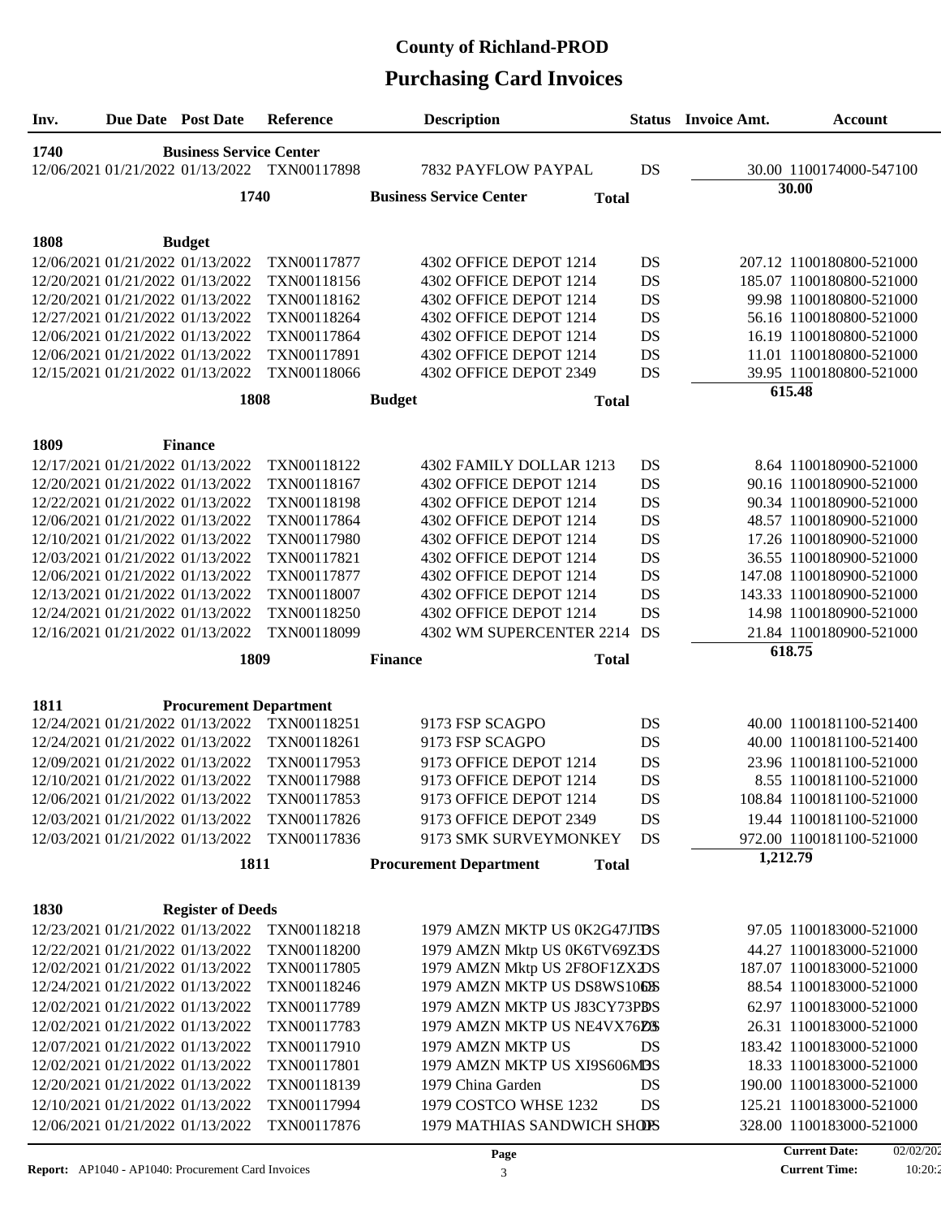# County of Richland-PROD

## Purchasing Card Invoices

| Inv. | Due Date | Post Date | Reference | Description | Status | Invoice Amt. | Account |
|---|---|---|---|---|---|---|---|
| **1740** | | **Business Service Center** | | | | | |
| 12/06/2021 | 01/21/2022 | 01/13/2022 | TXN00117898 | 7832 PAYFLOW PAYPAL | DS | 30.00 | 1100174000-547100 |
| | | **1740** | | **Business Service Center** | **Total** | **30.00** | |
| **1808** | | **Budget** | | | | | |
| 12/06/2021 | 01/21/2022 | 01/13/2022 | TXN00117877 | 4302 OFFICE DEPOT 1214 | DS | 207.12 | 1100180800-521000 |
| 12/20/2021 | 01/21/2022 | 01/13/2022 | TXN00118156 | 4302 OFFICE DEPOT 1214 | DS | 185.07 | 1100180800-521000 |
| 12/20/2021 | 01/21/2022 | 01/13/2022 | TXN00118162 | 4302 OFFICE DEPOT 1214 | DS | 99.98 | 1100180800-521000 |
| 12/27/2021 | 01/21/2022 | 01/13/2022 | TXN00118264 | 4302 OFFICE DEPOT 1214 | DS | 56.16 | 1100180800-521000 |
| 12/06/2021 | 01/21/2022 | 01/13/2022 | TXN00117864 | 4302 OFFICE DEPOT 1214 | DS | 16.19 | 1100180800-521000 |
| 12/06/2021 | 01/21/2022 | 01/13/2022 | TXN00117891 | 4302 OFFICE DEPOT 1214 | DS | 11.01 | 1100180800-521000 |
| 12/15/2021 | 01/21/2022 | 01/13/2022 | TXN00118066 | 4302 OFFICE DEPOT 2349 | DS | 39.95 | 1100180800-521000 |
| | | **1808** | | **Budget** | **Total** | **615.48** | |
| **1809** | | **Finance** | | | | | |
| 12/17/2021 | 01/21/2022 | 01/13/2022 | TXN00118122 | 4302 FAMILY DOLLAR 1213 | DS | 8.64 | 1100180900-521000 |
| 12/20/2021 | 01/21/2022 | 01/13/2022 | TXN00118167 | 4302 OFFICE DEPOT 1214 | DS | 90.16 | 1100180900-521000 |
| 12/22/2021 | 01/21/2022 | 01/13/2022 | TXN00118198 | 4302 OFFICE DEPOT 1214 | DS | 90.34 | 1100180900-521000 |
| 12/06/2021 | 01/21/2022 | 01/13/2022 | TXN00117864 | 4302 OFFICE DEPOT 1214 | DS | 48.57 | 1100180900-521000 |
| 12/10/2021 | 01/21/2022 | 01/13/2022 | TXN00117980 | 4302 OFFICE DEPOT 1214 | DS | 17.26 | 1100180900-521000 |
| 12/03/2021 | 01/21/2022 | 01/13/2022 | TXN00117821 | 4302 OFFICE DEPOT 1214 | DS | 36.55 | 1100180900-521000 |
| 12/06/2021 | 01/21/2022 | 01/13/2022 | TXN00117877 | 4302 OFFICE DEPOT 1214 | DS | 147.08 | 1100180900-521000 |
| 12/13/2021 | 01/21/2022 | 01/13/2022 | TXN00118007 | 4302 OFFICE DEPOT 1214 | DS | 143.33 | 1100180900-521000 |
| 12/24/2021 | 01/21/2022 | 01/13/2022 | TXN00118250 | 4302 OFFICE DEPOT 1214 | DS | 14.98 | 1100180900-521000 |
| 12/16/2021 | 01/21/2022 | 01/13/2022 | TXN00118099 | 4302 WM SUPERCENTER 2214 | DS | 21.84 | 1100180900-521000 |
| | | **1809** | | **Finance** | **Total** | **618.75** | |
| **1811** | | **Procurement Department** | | | | | |
| 12/24/2021 | 01/21/2022 | 01/13/2022 | TXN00118251 | 9173 FSP SCAGPO | DS | 40.00 | 1100181100-521400 |
| 12/24/2021 | 01/21/2022 | 01/13/2022 | TXN00118261 | 9173 FSP SCAGPO | DS | 40.00 | 1100181100-521400 |
| 12/09/2021 | 01/21/2022 | 01/13/2022 | TXN00117953 | 9173 OFFICE DEPOT 1214 | DS | 23.96 | 1100181100-521000 |
| 12/10/2021 | 01/21/2022 | 01/13/2022 | TXN00117988 | 9173 OFFICE DEPOT 1214 | DS | 8.55 | 1100181100-521000 |
| 12/06/2021 | 01/21/2022 | 01/13/2022 | TXN00117853 | 9173 OFFICE DEPOT 1214 | DS | 108.84 | 1100181100-521000 |
| 12/03/2021 | 01/21/2022 | 01/13/2022 | TXN00117826 | 9173 OFFICE DEPOT 2349 | DS | 19.44 | 1100181100-521000 |
| 12/03/2021 | 01/21/2022 | 01/13/2022 | TXN00117836 | 9173 SMK SURVEYMONKEY | DS | 972.00 | 1100181100-521000 |
| | | **1811** | | **Procurement Department** | **Total** | **1,212.79** | |
| **1830** | | **Register of Deeds** | | | | | |
| 12/23/2021 | 01/21/2022 | 01/13/2022 | TXN00118218 | 1979 AMZN MKTP US 0K2G47JT3 | DS | 97.05 | 1100183000-521000 |
| 12/22/2021 | 01/21/2022 | 01/13/2022 | TXN00118200 | 1979 AMZN Mktp US 0K6TV69Z3 | DS | 44.27 | 1100183000-521000 |
| 12/02/2021 | 01/21/2022 | 01/13/2022 | TXN00117805 | 1979 AMZN Mktp US 2F8OF1ZX2 | DS | 187.07 | 1100183000-521000 |
| 12/24/2021 | 01/21/2022 | 01/13/2022 | TXN00118246 | 1979 AMZN MKTP US DS8WS1062 | DS | 88.54 | 1100183000-521000 |
| 12/02/2021 | 01/21/2022 | 01/13/2022 | TXN00117789 | 1979 AMZN MKTP US J83CY73P3 | DS | 62.97 | 1100183000-521000 |
| 12/02/2021 | 01/21/2022 | 01/13/2022 | TXN00117783 | 1979 AMZN MKTP US NE4VX7623 | DS | 26.31 | 1100183000-521000 |
| 12/07/2021 | 01/21/2022 | 01/13/2022 | TXN00117910 | 1979 AMZN MKTP US | DS | 183.42 | 1100183000-521000 |
| 12/02/2021 | 01/21/2022 | 01/13/2022 | TXN00117801 | 1979 AMZN MKTP US XI9S606M3 | DS | 18.33 | 1100183000-521000 |
| 12/20/2021 | 01/21/2022 | 01/13/2022 | TXN00118139 | 1979 China Garden | DS | 190.00 | 1100183000-521000 |
| 12/10/2021 | 01/21/2022 | 01/13/2022 | TXN00117994 | 1979 COSTCO WHSE 1232 | DS | 125.21 | 1100183000-521000 |
| 12/06/2021 | 01/21/2022 | 01/13/2022 | TXN00117876 | 1979 MATHIAS SANDWICH SHOP | DS | 328.00 | 1100183000-521000 |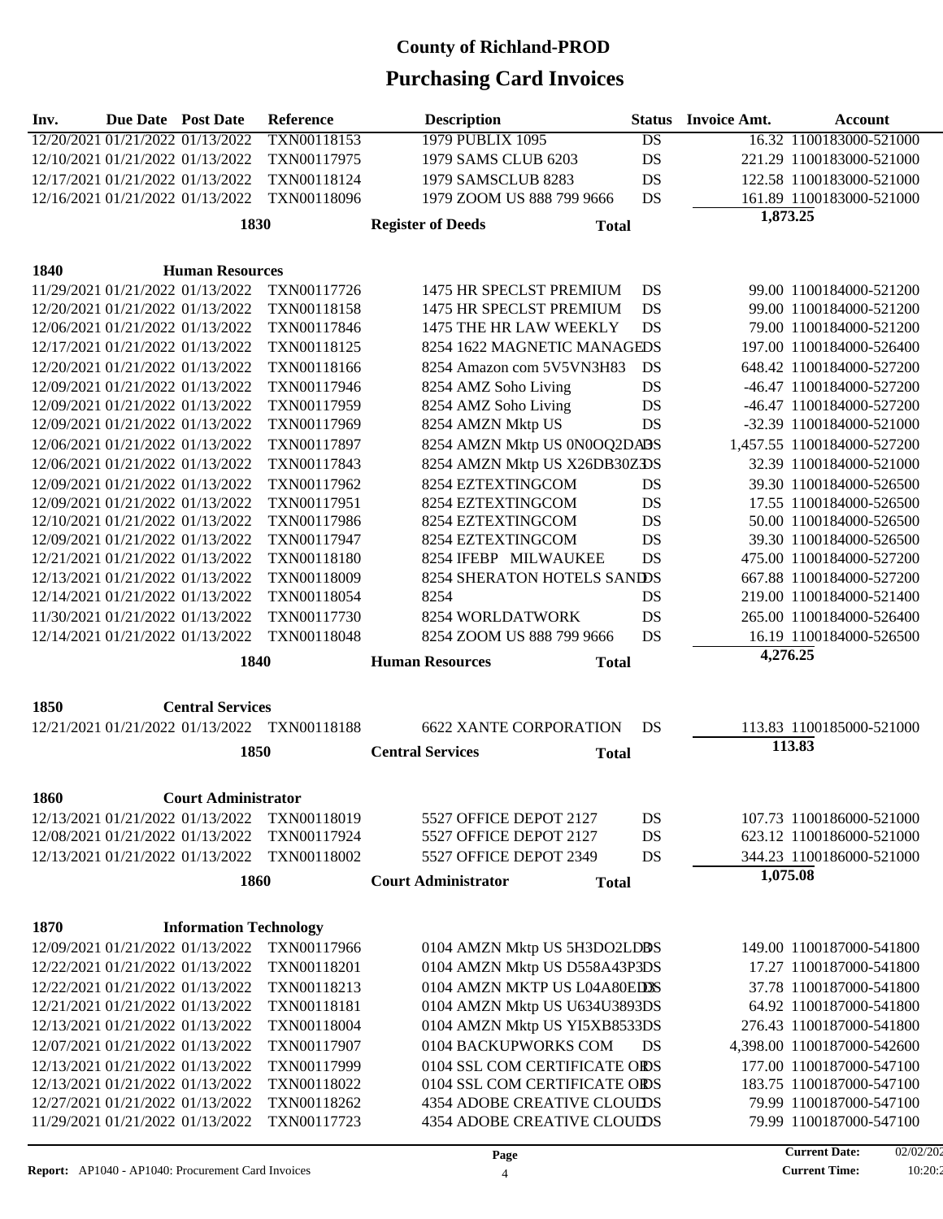# County of Richland-PROD

## Purchasing Card Invoices

| Inv. | Due Date | Post Date | Reference | Description | Status | Invoice Amt. | Account |
|---|---|---|---|---|---|---|---|
| 12/20/2021 | 01/21/2022 | 01/13/2022 | TXN00118153 | 1979 PUBLIX 1095 | DS | 16.32 | 1100183000-521000 |
| 12/10/2021 | 01/21/2022 | 01/13/2022 | TXN00117975 | 1979 SAMS CLUB 6203 | DS | 221.29 | 1100183000-521000 |
| 12/17/2021 | 01/21/2022 | 01/13/2022 | TXN00118124 | 1979 SAMSCLUB 8283 | DS | 122.58 | 1100183000-521000 |
| 12/16/2021 | 01/21/2022 | 01/13/2022 | TXN00118096 | 1979 ZOOM US 888 799 9666 | DS | 161.89 | 1100183000-521000 |
| | | 1830 | | Register of Deeds | Total | 1,873.25 | |
| 1840 | | Human Resources | | | | | |
| 11/29/2021 | 01/21/2022 | 01/13/2022 | TXN00117726 | 1475 HR SPECLST PREMIUM | DS | 99.00 | 1100184000-521200 |
| 12/20/2021 | 01/21/2022 | 01/13/2022 | TXN00118158 | 1475 HR SPECLST PREMIUM | DS | 99.00 | 1100184000-521200 |
| 12/06/2021 | 01/21/2022 | 01/13/2022 | TXN00117846 | 1475 THE HR LAW WEEKLY | DS | 79.00 | 1100184000-521200 |
| 12/17/2021 | 01/21/2022 | 01/13/2022 | TXN00118125 | 8254 1622 MAGNETIC MANAGE | DS | 197.00 | 1100184000-526400 |
| 12/20/2021 | 01/21/2022 | 01/13/2022 | TXN00118166 | 8254 Amazon com 5V5VN3H83 | DS | 648.42 | 1100184000-527200 |
| 12/09/2021 | 01/21/2022 | 01/13/2022 | TXN00117946 | 8254 AMZ Soho Living | DS | -46.47 | 1100184000-527200 |
| 12/09/2021 | 01/21/2022 | 01/13/2022 | TXN00117959 | 8254 AMZ Soho Living | DS | -46.47 | 1100184000-527200 |
| 12/09/2021 | 01/21/2022 | 01/13/2022 | TXN00117969 | 8254 AMZN Mktp US | DS | -32.39 | 1100184000-521000 |
| 12/06/2021 | 01/21/2022 | 01/13/2022 | TXN00117897 | 8254 AMZN Mktp US 0N0OQ2DA3 | DS | 1,457.55 | 1100184000-527200 |
| 12/06/2021 | 01/21/2022 | 01/13/2022 | TXN00117843 | 8254 AMZN Mktp US X26DB30Z3 | DS | 32.39 | 1100184000-521000 |
| 12/09/2021 | 01/21/2022 | 01/13/2022 | TXN00117962 | 8254 EZTEXTINGCOM | DS | 39.30 | 1100184000-526500 |
| 12/09/2021 | 01/21/2022 | 01/13/2022 | TXN00117951 | 8254 EZTEXTINGCOM | DS | 17.55 | 1100184000-526500 |
| 12/10/2021 | 01/21/2022 | 01/13/2022 | TXN00117986 | 8254 EZTEXTINGCOM | DS | 50.00 | 1100184000-526500 |
| 12/09/2021 | 01/21/2022 | 01/13/2022 | TXN00117947 | 8254 EZTEXTINGCOM | DS | 39.30 | 1100184000-526500 |
| 12/21/2021 | 01/21/2022 | 01/13/2022 | TXN00118180 | 8254 IFEBP MILWAUKEE | DS | 475.00 | 1100184000-527200 |
| 12/13/2021 | 01/21/2022 | 01/13/2022 | TXN00118009 | 8254 SHERATON HOTELS SAND | DS | 667.88 | 1100184000-527200 |
| 12/14/2021 | 01/21/2022 | 01/13/2022 | TXN00118054 | 8254 | DS | 219.00 | 1100184000-521400 |
| 11/30/2021 | 01/21/2022 | 01/13/2022 | TXN00117730 | 8254 WORLDATWORK | DS | 265.00 | 1100184000-526400 |
| 12/14/2021 | 01/21/2022 | 01/13/2022 | TXN00118048 | 8254 ZOOM US 888 799 9666 | DS | 16.19 | 1100184000-526500 |
| | | 1840 | | Human Resources | Total | 4,276.25 | |
| 1850 | | Central Services | | | | | |
| 12/21/2021 | 01/21/2022 | 01/13/2022 | TXN00118188 | 6622 XANTE CORPORATION | DS | 113.83 | 1100185000-521000 |
| | | 1850 | | Central Services | Total | 113.83 | |
| 1860 | | Court Administrator | | | | | |
| 12/13/2021 | 01/21/2022 | 01/13/2022 | TXN00118019 | 5527 OFFICE DEPOT 2127 | DS | 107.73 | 1100186000-521000 |
| 12/08/2021 | 01/21/2022 | 01/13/2022 | TXN00117924 | 5527 OFFICE DEPOT 2127 | DS | 623.12 | 1100186000-521000 |
| 12/13/2021 | 01/21/2022 | 01/13/2022 | TXN00118002 | 5527 OFFICE DEPOT 2349 | DS | 344.23 | 1100186000-521000 |
| | | 1860 | | Court Administrator | Total | 1,075.08 | |
| 1870 | | Information Technology | | | | | |
| 12/09/2021 | 01/21/2022 | 01/13/2022 | TXN00117966 | 0104 AMZN Mktp US 5H3DO2LD3 | DS | 149.00 | 1100187000-541800 |
| 12/22/2021 | 01/21/2022 | 01/13/2022 | TXN00118201 | 0104 AMZN Mktp US D558A43P3 | DS | 17.27 | 1100187000-541800 |
| 12/22/2021 | 01/21/2022 | 01/13/2022 | TXN00118213 | 0104 AMZN MKTP US L04A80ED3 | DS | 37.78 | 1100187000-541800 |
| 12/21/2021 | 01/21/2022 | 01/13/2022 | TXN00118181 | 0104 AMZN Mktp US U634U3893 | DS | 64.92 | 1100187000-541800 |
| 12/13/2021 | 01/21/2022 | 01/13/2022 | TXN00118004 | 0104 AMZN Mktp US YI5XB8533 | DS | 276.43 | 1100187000-541800 |
| 12/07/2021 | 01/21/2022 | 01/13/2022 | TXN00117907 | 0104 BACKUPWORKS COM | DS | 4,398.00 | 1100187000-542600 |
| 12/13/2021 | 01/21/2022 | 01/13/2022 | TXN00117999 | 0104 SSL COM CERTIFICATE OR | DS | 177.00 | 1100187000-547100 |
| 12/13/2021 | 01/21/2022 | 01/13/2022 | TXN00118022 | 0104 SSL COM CERTIFICATE OR | DS | 183.75 | 1100187000-547100 |
| 12/27/2021 | 01/21/2022 | 01/13/2022 | TXN00118262 | 4354 ADOBE CREATIVE CLOUD | DS | 79.99 | 1100187000-547100 |
| 11/29/2021 | 01/21/2022 | 01/13/2022 | TXN00117723 | 4354 ADOBE CREATIVE CLOUD | DS | 79.99 | 1100187000-547100 |

**Report:** AP1040 - AP1040: Procurement Card Invoices

**Current Date:** 02/02/202

**Current Time:** 10:20:2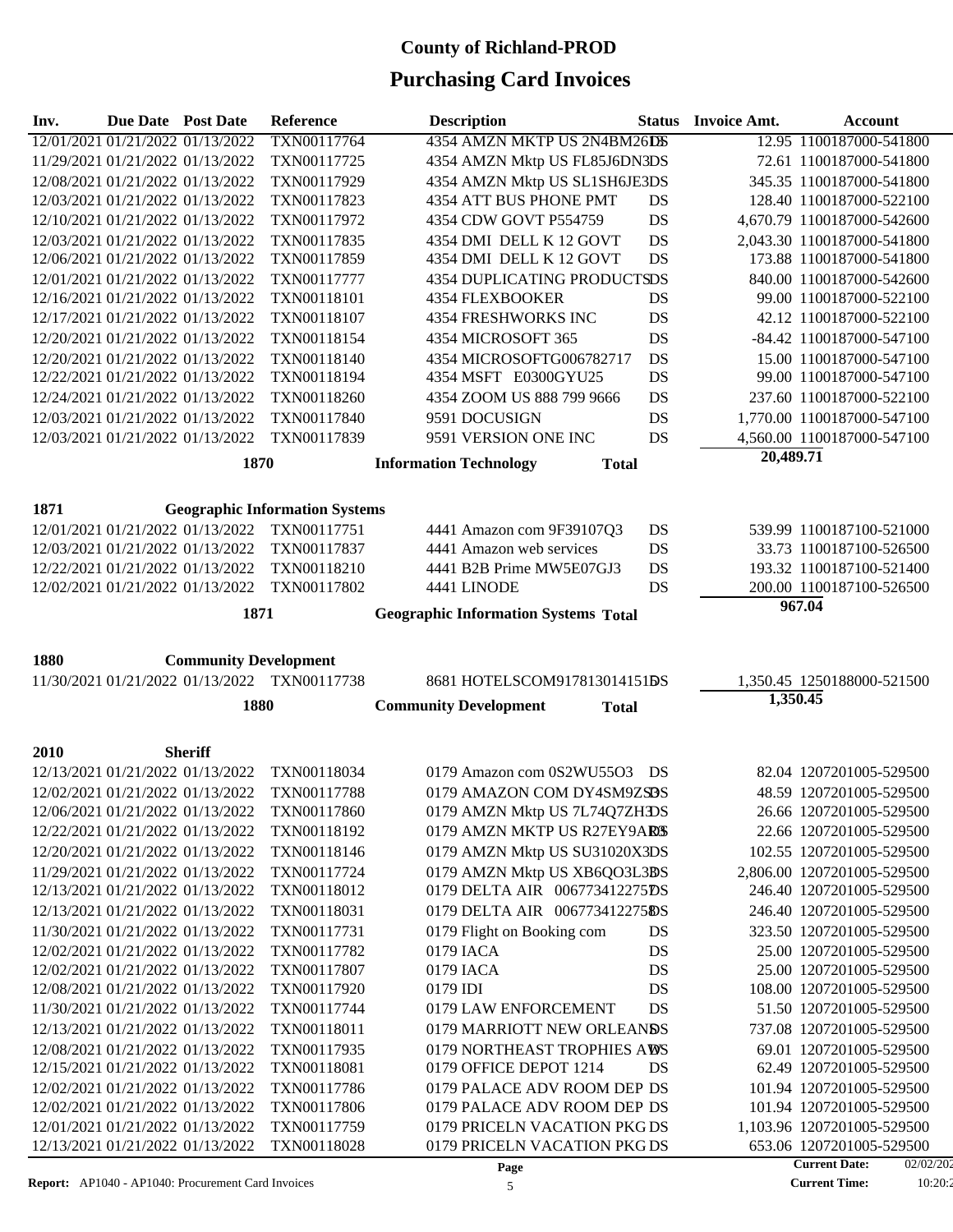# County of Richland-PROD

## Purchasing Card Invoices

| Inv. | Due Date | Post Date | Reference | Description | Status | Invoice Amt. | Account |
|---|---|---|---|---|---|---|---|
| 12/01/2021 | 01/21/2022 | 01/13/2022 | TXN00117764 | 4354 AMZN MKTP US 2N4BM26I3 | DS | 12.95 | 1100187000-541800 |
| 11/29/2021 | 01/21/2022 | 01/13/2022 | TXN00117725 | 4354 AMZN Mktp US FL85J6DN3 | DS | 72.61 | 1100187000-541800 |
| 12/08/2021 | 01/21/2022 | 01/13/2022 | TXN00117929 | 4354 AMZN Mktp US SL1SH6JE3 | DS | 345.35 | 1100187000-541800 |
| 12/03/2021 | 01/21/2022 | 01/13/2022 | TXN00117823 | 4354 ATT BUS PHONE PMT | DS | 128.40 | 1100187000-522100 |
| 12/10/2021 | 01/21/2022 | 01/13/2022 | TXN00117972 | 4354 CDW GOVT P554759 | DS | 4,670.79 | 1100187000-542600 |
| 12/03/2021 | 01/21/2022 | 01/13/2022 | TXN00117835 | 4354 DMI DELL K 12 GOVT | DS | 2,043.30 | 1100187000-541800 |
| 12/06/2021 | 01/21/2022 | 01/13/2022 | TXN00117859 | 4354 DMI DELL K 12 GOVT | DS | 173.88 | 1100187000-541800 |
| 12/01/2021 | 01/21/2022 | 01/13/2022 | TXN00117777 | 4354 DUPLICATING PRODUCTS | DS | 840.00 | 1100187000-542600 |
| 12/16/2021 | 01/21/2022 | 01/13/2022 | TXN00118101 | 4354 FLEXBOOKER | DS | 99.00 | 1100187000-522100 |
| 12/17/2021 | 01/21/2022 | 01/13/2022 | TXN00118107 | 4354 FRESHWORKS INC | DS | 42.12 | 1100187000-522100 |
| 12/20/2021 | 01/21/2022 | 01/13/2022 | TXN00118154 | 4354 MICROSOFT 365 | DS | -84.42 | 1100187000-547100 |
| 12/20/2021 | 01/21/2022 | 01/13/2022 | TXN00118140 | 4354 MICROSOFTG006782717 | DS | 15.00 | 1100187000-547100 |
| 12/22/2021 | 01/21/2022 | 01/13/2022 | TXN00118194 | 4354 MSFT E0300GYU25 | DS | 99.00 | 1100187000-547100 |
| 12/24/2021 | 01/21/2022 | 01/13/2022 | TXN00118260 | 4354 ZOOM US 888 799 9666 | DS | 237.60 | 1100187000-522100 |
| 12/03/2021 | 01/21/2022 | 01/13/2022 | TXN00117840 | 9591 DOCUSIGN | DS | 1,770.00 | 1100187000-547100 |
| 12/03/2021 | 01/21/2022 | 01/13/2022 | TXN00117839 | 9591 VERSION ONE INC | DS | 4,560.00 | 1100187000-547100 |
| | | 1870 | | Information Technology Total | | 20,489.71 | |
| **1871** | | **Geographic Information Systems** | | | | | |
| 12/01/2021 | 01/21/2022 | 01/13/2022 | TXN00117751 | 4441 Amazon com 9F39107Q3 | DS | 539.99 | 1100187100-521000 |
| 12/03/2021 | 01/21/2022 | 01/13/2022 | TXN00117837 | 4441 Amazon web services | DS | 33.73 | 1100187100-526500 |
| 12/22/2021 | 01/21/2022 | 01/13/2022 | TXN00118210 | 4441 B2B Prime MW5E07GJ3 | DS | 193.32 | 1100187100-521400 |
| 12/02/2021 | 01/21/2022 | 01/13/2022 | TXN00117802 | 4441 LINODE | DS | 200.00 | 1100187100-526500 |
| | | 1871 | | Geographic Information Systems Total | | 967.04 | |
| **1880** | | **Community Development** | | | | | |
| 11/30/2021 | 01/21/2022 | 01/13/2022 | TXN00117738 | 8681 HOTELSCOM917813014151 | DS | 1,350.45 | 1250188000-521500 |
| | | 1880 | | Community Development Total | | 1,350.45 | |
| **2010** | | **Sheriff** | | | | | |
| 12/13/2021 | 01/21/2022 | 01/13/2022 | TXN00118034 | 0179 Amazon com 0S2WU55O3 | DS | 82.04 | 1207201005-529500 |
| 12/02/2021 | 01/21/2022 | 01/13/2022 | TXN00117788 | 0179 AMAZON COM DY4SM9ZS3 | DS | 48.59 | 1207201005-529500 |
| 12/06/2021 | 01/21/2022 | 01/13/2022 | TXN00117860 | 0179 AMZN Mktp US 7L74Q7ZH3 | DS | 26.66 | 1207201005-529500 |
| 12/22/2021 | 01/21/2022 | 01/13/2022 | TXN00118192 | 0179 AMZN MKTP US R27EY9AR3 | DS | 22.66 | 1207201005-529500 |
| 12/20/2021 | 01/21/2022 | 01/13/2022 | TXN00118146 | 0179 AMZN Mktp US SU31020X3 | DS | 102.55 | 1207201005-529500 |
| 11/29/2021 | 01/21/2022 | 01/13/2022 | TXN00117724 | 0179 AMZN Mktp US XB6QO3L33 | DS | 2,806.00 | 1207201005-529500 |
| 12/13/2021 | 01/21/2022 | 01/13/2022 | TXN00118012 | 0179 DELTA AIR 0067734122757 | DS | 246.40 | 1207201005-529500 |
| 12/13/2021 | 01/21/2022 | 01/13/2022 | TXN00118031 | 0179 DELTA AIR 0067734122758 | DS | 246.40 | 1207201005-529500 |
| 11/30/2021 | 01/21/2022 | 01/13/2022 | TXN00117731 | 0179 Flight on Booking com | DS | 323.50 | 1207201005-529500 |
| 12/02/2021 | 01/21/2022 | 01/13/2022 | TXN00117782 | 0179 IACA | DS | 25.00 | 1207201005-529500 |
| 12/02/2021 | 01/21/2022 | 01/13/2022 | TXN00117807 | 0179 IACA | DS | 25.00 | 1207201005-529500 |
| 12/08/2021 | 01/21/2022 | 01/13/2022 | TXN00117920 | 0179 IDI | DS | 108.00 | 1207201005-529500 |
| 11/30/2021 | 01/21/2022 | 01/13/2022 | TXN00117744 | 0179 LAW ENFORCEMENT | DS | 51.50 | 1207201005-529500 |
| 12/13/2021 | 01/21/2022 | 01/13/2022 | TXN00118011 | 0179 MARRIOTT NEW ORLEANS | DS | 737.08 | 1207201005-529500 |
| 12/08/2021 | 01/21/2022 | 01/13/2022 | TXN00117935 | 0179 NORTHEAST TROPHIES AW | DS | 69.01 | 1207201005-529500 |
| 12/15/2021 | 01/21/2022 | 01/13/2022 | TXN00118081 | 0179 OFFICE DEPOT 1214 | DS | 62.49 | 1207201005-529500 |
| 12/02/2021 | 01/21/2022 | 01/13/2022 | TXN00117786 | 0179 PALACE ADV ROOM DEP | DS | 101.94 | 1207201005-529500 |
| 12/02/2021 | 01/21/2022 | 01/13/2022 | TXN00117806 | 0179 PALACE ADV ROOM DEP | DS | 101.94 | 1207201005-529500 |
| 12/01/2021 | 01/21/2022 | 01/13/2022 | TXN00117759 | 0179 PRICELN VACATION PKG | DS | 1,103.96 | 1207201005-529500 |
| 12/13/2021 | 01/21/2022 | 01/13/2022 | TXN00118028 | 0179 PRICELN VACATION PKG | DS | 653.06 | 1207201005-529500 |

**Report:** AP1040 - AP1040: Procurement Card Invoices

**Current Date:** 02/02/202
**Current Time:** 10:20:2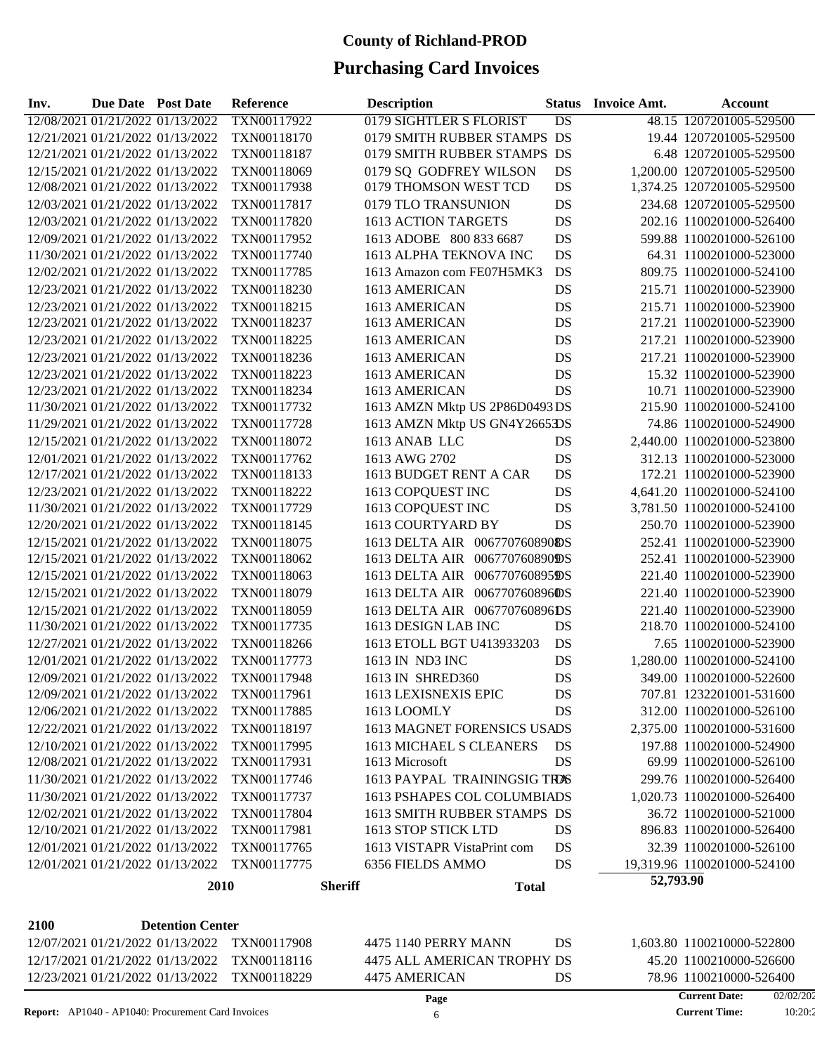# County of Richland-PROD

## Purchasing Card Invoices

| Inv. | Due Date | Post Date | Reference | Description | Status | Invoice Amt. | Account |
|---|---|---|---|---|---|---|---|
| 12/08/2021 | 01/21/2022 | 01/13/2022 | TXN00117922 | 0179 SIGHTLER S FLORIST | DS | 48.15 | 1207201005-529500 |
| 12/21/2021 | 01/21/2022 | 01/13/2022 | TXN00118170 | 0179 SMITH RUBBER STAMPS | DS | 19.44 | 1207201005-529500 |
| 12/21/2021 | 01/21/2022 | 01/13/2022 | TXN00118187 | 0179 SMITH RUBBER STAMPS | DS | 6.48 | 1207201005-529500 |
| 12/15/2021 | 01/21/2022 | 01/13/2022 | TXN00118069 | 0179 SQ GODFREY WILSON | DS | 1,200.00 | 1207201005-529500 |
| 12/08/2021 | 01/21/2022 | 01/13/2022 | TXN00117938 | 0179 THOMSON WEST TCD | DS | 1,374.25 | 1207201005-529500 |
| 12/03/2021 | 01/21/2022 | 01/13/2022 | TXN00117817 | 0179 TLO TRANSUNION | DS | 234.68 | 1207201005-529500 |
| 12/03/2021 | 01/21/2022 | 01/13/2022 | TXN00117820 | 1613 ACTION TARGETS | DS | 202.16 | 1100201000-526400 |
| 12/09/2021 | 01/21/2022 | 01/13/2022 | TXN00117952 | 1613 ADOBE 800 833 6687 | DS | 599.88 | 1100201000-526100 |
| 11/30/2021 | 01/21/2022 | 01/13/2022 | TXN00117740 | 1613 ALPHA TEKNOVA INC | DS | 64.31 | 1100201000-523000 |
| 12/02/2021 | 01/21/2022 | 01/13/2022 | TXN00117785 | 1613 Amazon com FE07H5MK3 | DS | 809.75 | 1100201000-524100 |
| 12/23/2021 | 01/21/2022 | 01/13/2022 | TXN00118230 | 1613 AMERICAN | DS | 215.71 | 1100201000-523900 |
| 12/23/2021 | 01/21/2022 | 01/13/2022 | TXN00118215 | 1613 AMERICAN | DS | 215.71 | 1100201000-523900 |
| 12/23/2021 | 01/21/2022 | 01/13/2022 | TXN00118237 | 1613 AMERICAN | DS | 217.21 | 1100201000-523900 |
| 12/23/2021 | 01/21/2022 | 01/13/2022 | TXN00118225 | 1613 AMERICAN | DS | 217.21 | 1100201000-523900 |
| 12/23/2021 | 01/21/2022 | 01/13/2022 | TXN00118236 | 1613 AMERICAN | DS | 217.21 | 1100201000-523900 |
| 12/23/2021 | 01/21/2022 | 01/13/2022 | TXN00118223 | 1613 AMERICAN | DS | 15.32 | 1100201000-523900 |
| 12/23/2021 | 01/21/2022 | 01/13/2022 | TXN00118234 | 1613 AMERICAN | DS | 10.71 | 1100201000-523900 |
| 11/30/2021 | 01/21/2022 | 01/13/2022 | TXN00117732 | 1613 AMZN Mktp US 2P86D0493 | DS | 215.90 | 1100201000-524100 |
| 11/29/2021 | 01/21/2022 | 01/13/2022 | TXN00117728 | 1613 AMZN Mktp US GN4Y26653 | DS | 74.86 | 1100201000-524900 |
| 12/15/2021 | 01/21/2022 | 01/13/2022 | TXN00118072 | 1613 ANAB LLC | DS | 2,440.00 | 1100201000-523800 |
| 12/01/2021 | 01/21/2022 | 01/13/2022 | TXN00117762 | 1613 AWG 2702 | DS | 312.13 | 1100201000-523000 |
| 12/17/2021 | 01/21/2022 | 01/13/2022 | TXN00118133 | 1613 BUDGET RENT A CAR | DS | 172.21 | 1100201000-523900 |
| 12/23/2021 | 01/21/2022 | 01/13/2022 | TXN00118222 | 1613 COPQUEST INC | DS | 4,641.20 | 1100201000-524100 |
| 11/30/2021 | 01/21/2022 | 01/13/2022 | TXN00117729 | 1613 COPQUEST INC | DS | 3,781.50 | 1100201000-524100 |
| 12/20/2021 | 01/21/2022 | 01/13/2022 | TXN00118145 | 1613 COURTYARD BY | DS | 250.70 | 1100201000-523900 |
| 12/15/2021 | 01/21/2022 | 01/13/2022 | TXN00118075 | 1613 DELTA AIR 00677076089080 | DS | 252.41 | 1100201000-523900 |
| 12/15/2021 | 01/21/2022 | 01/13/2022 | TXN00118062 | 1613 DELTA AIR 00677076089090 | DS | 252.41 | 1100201000-523900 |
| 12/15/2021 | 01/21/2022 | 01/13/2022 | TXN00118063 | 1613 DELTA AIR 00677076089590 | DS | 221.40 | 1100201000-523900 |
| 12/15/2021 | 01/21/2022 | 01/13/2022 | TXN00118079 | 1613 DELTA AIR 00677076089600 | DS | 221.40 | 1100201000-523900 |
| 12/15/2021 | 01/21/2022 | 01/13/2022 | TXN00118059 | 1613 DELTA AIR 00677076089610 | DS | 221.40 | 1100201000-523900 |
| 11/30/2021 | 01/21/2022 | 01/13/2022 | TXN00117735 | 1613 DESIGN LAB INC | DS | 218.70 | 1100201000-524100 |
| 12/27/2021 | 01/21/2022 | 01/13/2022 | TXN00118266 | 1613 ETOLL BGT U413933203 | DS | 7.65 | 1100201000-523900 |
| 12/01/2021 | 01/21/2022 | 01/13/2022 | TXN00117773 | 1613 IN ND3 INC | DS | 1,280.00 | 1100201000-524100 |
| 12/09/2021 | 01/21/2022 | 01/13/2022 | TXN00117948 | 1613 IN SHRED360 | DS | 349.00 | 1100201000-522600 |
| 12/09/2021 | 01/21/2022 | 01/13/2022 | TXN00117961 | 1613 LEXISNEXIS EPIC | DS | 707.81 | 1232201001-531600 |
| 12/06/2021 | 01/21/2022 | 01/13/2022 | TXN00117885 | 1613 LOOMLY | DS | 312.00 | 1100201000-526100 |
| 12/22/2021 | 01/21/2022 | 01/13/2022 | TXN00118197 | 1613 MAGNET FORENSICS USA | DS | 2,375.00 | 1100201000-531600 |
| 12/10/2021 | 01/21/2022 | 01/13/2022 | TXN00117995 | 1613 MICHAEL S CLEANERS | DS | 197.88 | 1100201000-524900 |
| 12/08/2021 | 01/21/2022 | 01/13/2022 | TXN00117931 | 1613 Microsoft | DS | 69.99 | 1100201000-526100 |
| 11/30/2021 | 01/21/2022 | 01/13/2022 | TXN00117746 | 1613 PAYPAL TRAININGSIG TR | DS | 299.76 | 1100201000-526400 |
| 11/30/2021 | 01/21/2022 | 01/13/2022 | TXN00117737 | 1613 PSHAPES COL COLUMBIA | DS | 1,020.73 | 1100201000-526400 |
| 12/02/2021 | 01/21/2022 | 01/13/2022 | TXN00117804 | 1613 SMITH RUBBER STAMPS | DS | 36.72 | 1100201000-521000 |
| 12/10/2021 | 01/21/2022 | 01/13/2022 | TXN00117981 | 1613 STOP STICK LTD | DS | 896.83 | 1100201000-526400 |
| 12/01/2021 | 01/21/2022 | 01/13/2022 | TXN00117765 | 1613 VISTAPR VistaPrint com | DS | 32.39 | 1100201000-526100 |
| 12/01/2021 | 01/21/2022 | 01/13/2022 | TXN00117775 | 6356 FIELDS AMMO | DS | 19,319.96 | 1100201000-524100 |
| | | 2010 | | Sheriff | Total | 52,793.90 | |

**2100 Detention Center**

| Inv. | Due Date | Post Date | Reference | Description | Status | Invoice Amt. | Account |
|---|---|---|---|---|---|---|---|
| 12/07/2021 | 01/21/2022 | 01/13/2022 | TXN00117908 | 4475 1140 PERRY MANN | DS | 1,603.80 | 1100210000-522800 |
| 12/17/2021 | 01/21/2022 | 01/13/2022 | TXN00118116 | 4475 ALL AMERICAN TROPHY | DS | 45.20 | 1100210000-526600 |
| 12/23/2021 | 01/21/2022 | 01/13/2022 | TXN00118229 | 4475 AMERICAN | DS | 78.96 | 1100210000-526400 |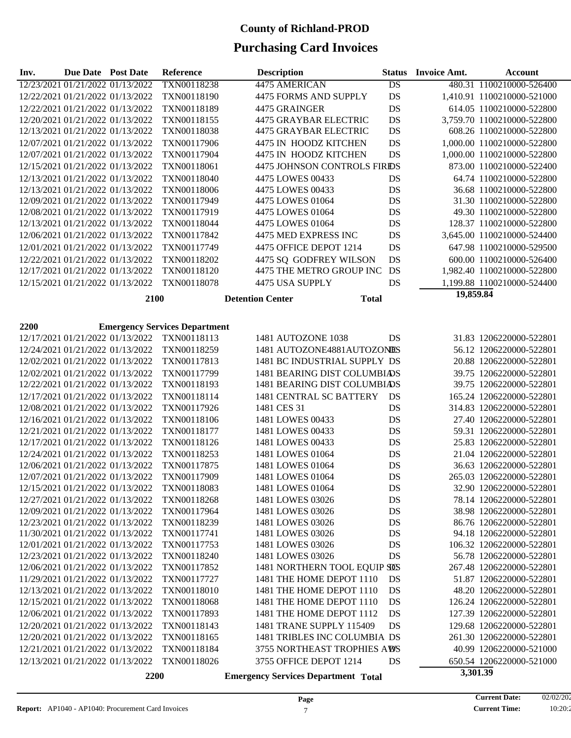# County of Richland-PROD

## Purchasing Card Invoices

| Inv. | Due Date | Post Date | Reference | Description | Status | Invoice Amt. | Account |
|---|---|---|---|---|---|---|---|
| 12/23/2021 | 01/21/2022 | 01/13/2022 | TXN00118238 | 4475 AMERICAN | DS | 480.31 | 1100210000-526400 |
| 12/22/2021 | 01/21/2022 | 01/13/2022 | TXN00118190 | 4475 FORMS AND SUPPLY | DS | 1,410.91 | 1100210000-521000 |
| 12/22/2021 | 01/21/2022 | 01/13/2022 | TXN00118189 | 4475 GRAINGER | DS | 614.05 | 1100210000-522800 |
| 12/20/2021 | 01/21/2022 | 01/13/2022 | TXN00118155 | 4475 GRAYBAR ELECTRIC | DS | 3,759.70 | 1100210000-522800 |
| 12/13/2021 | 01/21/2022 | 01/13/2022 | TXN00118038 | 4475 GRAYBAR ELECTRIC | DS | 608.26 | 1100210000-522800 |
| 12/07/2021 | 01/21/2022 | 01/13/2022 | TXN00117906 | 4475 IN HOODZ KITCHEN | DS | 1,000.00 | 1100210000-522800 |
| 12/07/2021 | 01/21/2022 | 01/13/2022 | TXN00117904 | 4475 IN HOODZ KITCHEN | DS | 1,000.00 | 1100210000-522800 |
| 12/15/2021 | 01/21/2022 | 01/13/2022 | TXN00118061 | 4475 JOHNSON CONTROLS FIRE | DS | 873.00 | 1100210000-522400 |
| 12/13/2021 | 01/21/2022 | 01/13/2022 | TXN00118040 | 4475 LOWES 00433 | DS | 64.74 | 1100210000-522800 |
| 12/13/2021 | 01/21/2022 | 01/13/2022 | TXN00118006 | 4475 LOWES 00433 | DS | 36.68 | 1100210000-522800 |
| 12/09/2021 | 01/21/2022 | 01/13/2022 | TXN00117949 | 4475 LOWES 01064 | DS | 31.30 | 1100210000-522800 |
| 12/08/2021 | 01/21/2022 | 01/13/2022 | TXN00117919 | 4475 LOWES 01064 | DS | 49.30 | 1100210000-522800 |
| 12/13/2021 | 01/21/2022 | 01/13/2022 | TXN00118044 | 4475 LOWES 01064 | DS | 128.37 | 1100210000-522800 |
| 12/06/2021 | 01/21/2022 | 01/13/2022 | TXN00117842 | 4475 MED EXPRESS INC | DS | 3,645.00 | 1100210000-524400 |
| 12/01/2021 | 01/21/2022 | 01/13/2022 | TXN00117749 | 4475 OFFICE DEPOT 1214 | DS | 647.98 | 1100210000-529500 |
| 12/22/2021 | 01/21/2022 | 01/13/2022 | TXN00118202 | 4475 SQ GODFREY WILSON | DS | 600.00 | 1100210000-526400 |
| 12/17/2021 | 01/21/2022 | 01/13/2022 | TXN00118120 | 4475 THE METRO GROUP INC | DS | 1,982.40 | 1100210000-522800 |
| 12/15/2021 | 01/21/2022 | 01/13/2022 | TXN00118078 | 4475 USA SUPPLY | DS | 1,199.88 | 1100210000-524400 |
| | | 2100 | | Detention Center | Total | 19,859.84 | |

**2200 Emergency Services Department**

| Inv. | Due Date | Post Date | Reference | Description | Status | Invoice Amt. | Account |
|---|---|---|---|---|---|---|---|
| 12/17/2021 | 01/21/2022 | 01/13/2022 | TXN00118113 | 1481 AUTOZONE 1038 | DS | 31.83 | 1206220000-522801 |
| 12/24/2021 | 01/21/2022 | 01/13/2022 | TXN00118259 | 1481 AUTOZONE4881AUTOZONE | DS | 56.12 | 1206220000-522801 |
| 12/02/2021 | 01/21/2022 | 01/13/2022 | TXN00117813 | 1481 BC INDUSTRIAL SUPPLY | DS | 20.88 | 1206220000-522801 |
| 12/02/2021 | 01/21/2022 | 01/13/2022 | TXN00117799 | 1481 BEARING DIST COLUMBIA | DS | 39.75 | 1206220000-522801 |
| 12/22/2021 | 01/21/2022 | 01/13/2022 | TXN00118193 | 1481 BEARING DIST COLUMBIA | DS | 39.75 | 1206220000-522801 |
| 12/17/2021 | 01/21/2022 | 01/13/2022 | TXN00118114 | 1481 CENTRAL SC BATTERY | DS | 165.24 | 1206220000-522801 |
| 12/08/2021 | 01/21/2022 | 01/13/2022 | TXN00117926 | 1481 CES 31 | DS | 314.83 | 1206220000-522801 |
| 12/16/2021 | 01/21/2022 | 01/13/2022 | TXN00118106 | 1481 LOWES 00433 | DS | 27.40 | 1206220000-522801 |
| 12/21/2021 | 01/21/2022 | 01/13/2022 | TXN00118177 | 1481 LOWES 00433 | DS | 59.31 | 1206220000-522801 |
| 12/17/2021 | 01/21/2022 | 01/13/2022 | TXN00118126 | 1481 LOWES 00433 | DS | 25.83 | 1206220000-522801 |
| 12/24/2021 | 01/21/2022 | 01/13/2022 | TXN00118253 | 1481 LOWES 01064 | DS | 21.04 | 1206220000-522801 |
| 12/06/2021 | 01/21/2022 | 01/13/2022 | TXN00117875 | 1481 LOWES 01064 | DS | 36.63 | 1206220000-522801 |
| 12/07/2021 | 01/21/2022 | 01/13/2022 | TXN00117909 | 1481 LOWES 01064 | DS | 265.03 | 1206220000-522801 |
| 12/15/2021 | 01/21/2022 | 01/13/2022 | TXN00118083 | 1481 LOWES 01064 | DS | 32.90 | 1206220000-522801 |
| 12/27/2021 | 01/21/2022 | 01/13/2022 | TXN00118268 | 1481 LOWES 03026 | DS | 78.14 | 1206220000-522801 |
| 12/09/2021 | 01/21/2022 | 01/13/2022 | TXN00117964 | 1481 LOWES 03026 | DS | 38.98 | 1206220000-522801 |
| 12/23/2021 | 01/21/2022 | 01/13/2022 | TXN00118239 | 1481 LOWES 03026 | DS | 86.76 | 1206220000-522801 |
| 11/30/2021 | 01/21/2022 | 01/13/2022 | TXN00117741 | 1481 LOWES 03026 | DS | 94.18 | 1206220000-522801 |
| 12/01/2021 | 01/21/2022 | 01/13/2022 | TXN00117753 | 1481 LOWES 03026 | DS | 106.32 | 1206220000-522801 |
| 12/23/2021 | 01/21/2022 | 01/13/2022 | TXN00118240 | 1481 LOWES 03026 | DS | 56.78 | 1206220000-522801 |
| 12/06/2021 | 01/21/2022 | 01/13/2022 | TXN00117852 | 1481 NORTHERN TOOL EQUIP SO | DS | 267.48 | 1206220000-522801 |
| 11/29/2021 | 01/21/2022 | 01/13/2022 | TXN00117727 | 1481 THE HOME DEPOT 1110 | DS | 51.87 | 1206220000-522801 |
| 12/13/2021 | 01/21/2022 | 01/13/2022 | TXN00118010 | 1481 THE HOME DEPOT 1110 | DS | 48.20 | 1206220000-522801 |
| 12/15/2021 | 01/21/2022 | 01/13/2022 | TXN00118068 | 1481 THE HOME DEPOT 1110 | DS | 126.24 | 1206220000-522801 |
| 12/06/2021 | 01/21/2022 | 01/13/2022 | TXN00117893 | 1481 THE HOME DEPOT 1112 | DS | 127.39 | 1206220000-522801 |
| 12/20/2021 | 01/21/2022 | 01/13/2022 | TXN00118143 | 1481 TRANE SUPPLY 115409 | DS | 129.68 | 1206220000-522801 |
| 12/20/2021 | 01/21/2022 | 01/13/2022 | TXN00118165 | 1481 TRIBLES INC COLUMBIA | DS | 261.30 | 1206220000-522801 |
| 12/21/2021 | 01/21/2022 | 01/13/2022 | TXN00118184 | 3755 NORTHEAST TROPHIES AW | DS | 40.99 | 1206220000-521000 |
| 12/13/2021 | 01/21/2022 | 01/13/2022 | TXN00118026 | 3755 OFFICE DEPOT 1214 | DS | 650.54 | 1206220000-521000 |
| | | 2200 | | Emergency Services Department | Total | 3,301.39 | |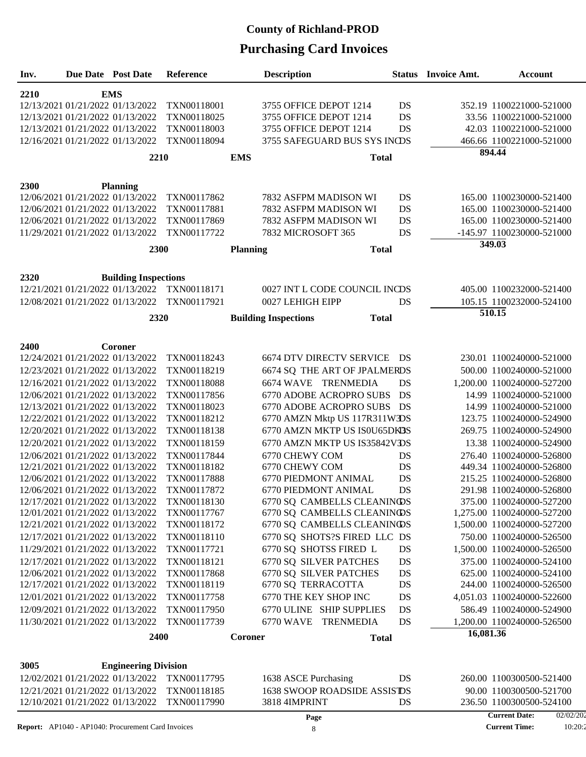# County of Richland-PROD

## Purchasing Card Invoices

| Inv. | Due Date | Post Date | Reference | Description | Status | Invoice Amt. | Account |
|---|---|---|---|---|---|---|---|
| **2210** | | **EMS** | | | | | |
| 12/13/2021 | 01/21/2022 | 01/13/2022 | TXN00118001 | 3755 OFFICE DEPOT 1214 | DS | 352.19 | 1100221000-521000 |
| 12/13/2021 | 01/21/2022 | 01/13/2022 | TXN00118025 | 3755 OFFICE DEPOT 1214 | DS | 33.56 | 1100221000-521000 |
| 12/13/2021 | 01/21/2022 | 01/13/2022 | TXN00118003 | 3755 OFFICE DEPOT 1214 | DS | 42.03 | 1100221000-521000 |
| 12/16/2021 | 01/21/2022 | 01/13/2022 | TXN00118094 | 3755 SAFEGUARD BUS SYS INC | DS | 466.66 | 1100221000-521000 |
| | | **2210** | | **EMS** | **Total** | **894.44** | |
| **2300** | | **Planning** | | | | | |
| 12/06/2021 | 01/21/2022 | 01/13/2022 | TXN00117862 | 7832 ASFPM MADISON WI | DS | 165.00 | 1100230000-521400 |
| 12/06/2021 | 01/21/2022 | 01/13/2022 | TXN00117881 | 7832 ASFPM MADISON WI | DS | 165.00 | 1100230000-521400 |
| 12/06/2021 | 01/21/2022 | 01/13/2022 | TXN00117869 | 7832 ASFPM MADISON WI | DS | 165.00 | 1100230000-521400 |
| 11/29/2021 | 01/21/2022 | 01/13/2022 | TXN00117722 | 7832 MICROSOFT 365 | DS | -145.97 | 1100230000-521000 |
| | | **2300** | | **Planning** | **Total** | **349.03** | |
| **2320** | | **Building Inspections** | | | | | |
| 12/21/2021 | 01/21/2022 | 01/13/2022 | TXN00118171 | 0027 INT L CODE COUNCIL INC | DS | 405.00 | 1100232000-521400 |
| 12/08/2021 | 01/21/2022 | 01/13/2022 | TXN00117921 | 0027 LEHIGH EIPP | DS | 105.15 | 1100232000-524100 |
| | | **2320** | | **Building Inspections** | **Total** | **510.15** | |
| **2400** | | **Coroner** | | | | | |
| 12/24/2021 | 01/21/2022 | 01/13/2022 | TXN00118243 | 6674 DTV DIRECTV SERVICE | DS | 230.01 | 1100240000-521000 |
| 12/23/2021 | 01/21/2022 | 01/13/2022 | TXN00118219 | 6674 SQ THE ART OF JPALMER | DS | 500.00 | 1100240000-521000 |
| 12/16/2021 | 01/21/2022 | 01/13/2022 | TXN00118088 | 6674 WAVE TRENMEDIA | DS | 1,200.00 | 1100240000-527200 |
| 12/06/2021 | 01/21/2022 | 01/13/2022 | TXN00117856 | 6770 ADOBE ACROPRO SUBS | DS | 14.99 | 1100240000-521000 |
| 12/13/2021 | 01/21/2022 | 01/13/2022 | TXN00118023 | 6770 ADOBE ACROPRO SUBS | DS | 14.99 | 1100240000-521000 |
| 12/22/2021 | 01/21/2022 | 01/13/2022 | TXN00118212 | 6770 AMZN Mktp US 117R311W3 | DS | 123.75 | 1100240000-524900 |
| 12/20/2021 | 01/21/2022 | 01/13/2022 | TXN00118138 | 6770 AMZN MKTP US IS0U65DK3 | DS | 269.75 | 1100240000-524900 |
| 12/20/2021 | 01/21/2022 | 01/13/2022 | TXN00118159 | 6770 AMZN MKTP US IS35842V3 | DS | 13.38 | 1100240000-524900 |
| 12/06/2021 | 01/21/2022 | 01/13/2022 | TXN00117844 | 6770 CHEWY COM | DS | 276.40 | 1100240000-526800 |
| 12/21/2021 | 01/21/2022 | 01/13/2022 | TXN00118182 | 6770 CHEWY COM | DS | 449.34 | 1100240000-526800 |
| 12/06/2021 | 01/21/2022 | 01/13/2022 | TXN00117888 | 6770 PIEDMONT ANIMAL | DS | 215.25 | 1100240000-526800 |
| 12/06/2021 | 01/21/2022 | 01/13/2022 | TXN00117872 | 6770 PIEDMONT ANIMAL | DS | 291.98 | 1100240000-526800 |
| 12/17/2021 | 01/21/2022 | 01/13/2022 | TXN00118130 | 6770 SQ CAMBELLS CLEANING | DS | 375.00 | 1100240000-527200 |
| 12/01/2021 | 01/21/2022 | 01/13/2022 | TXN00117767 | 6770 SQ CAMBELLS CLEANING | DS | 1,275.00 | 1100240000-527200 |
| 12/21/2021 | 01/21/2022 | 01/13/2022 | TXN00118172 | 6770 SQ CAMBELLS CLEANING | DS | 1,500.00 | 1100240000-527200 |
| 12/17/2021 | 01/21/2022 | 01/13/2022 | TXN00118110 | 6770 SQ SHOTS?S FIRED LLC | DS | 750.00 | 1100240000-526500 |
| 11/29/2021 | 01/21/2022 | 01/13/2022 | TXN00117721 | 6770 SQ SHOTSS FIRED L | DS | 1,500.00 | 1100240000-526500 |
| 12/17/2021 | 01/21/2022 | 01/13/2022 | TXN00118121 | 6770 SQ SILVER PATCHES | DS | 375.00 | 1100240000-524100 |
| 12/06/2021 | 01/21/2022 | 01/13/2022 | TXN00117868 | 6770 SQ SILVER PATCHES | DS | 625.00 | 1100240000-524100 |
| 12/17/2021 | 01/21/2022 | 01/13/2022 | TXN00118119 | 6770 SQ TERRACOTTA | DS | 244.00 | 1100240000-526500 |
| 12/01/2021 | 01/21/2022 | 01/13/2022 | TXN00117758 | 6770 THE KEY SHOP INC | DS | 4,051.03 | 1100240000-522600 |
| 12/09/2021 | 01/21/2022 | 01/13/2022 | TXN00117950 | 6770 ULINE SHIP SUPPLIES | DS | 586.49 | 1100240000-524900 |
| 11/30/2021 | 01/21/2022 | 01/13/2022 | TXN00117739 | 6770 WAVE TRENMEDIA | DS | 1,200.00 | 1100240000-526500 |
| | | **2400** | | **Coroner** | **Total** | **16,081.36** | |
| **3005** | | **Engineering Division** | | | | | |
| 12/02/2021 | 01/21/2022 | 01/13/2022 | TXN00117795 | 1638 ASCE Purchasing | DS | 260.00 | 1100300500-521400 |
| 12/21/2021 | 01/21/2022 | 01/13/2022 | TXN00118185 | 1638 SWOOP ROADSIDE ASSIST | DS | 90.00 | 1100300500-521700 |
| 12/10/2021 | 01/21/2022 | 01/13/2022 | TXN00117990 | 3818 4IMPRINT | DS | 236.50 | 1100300500-524100 |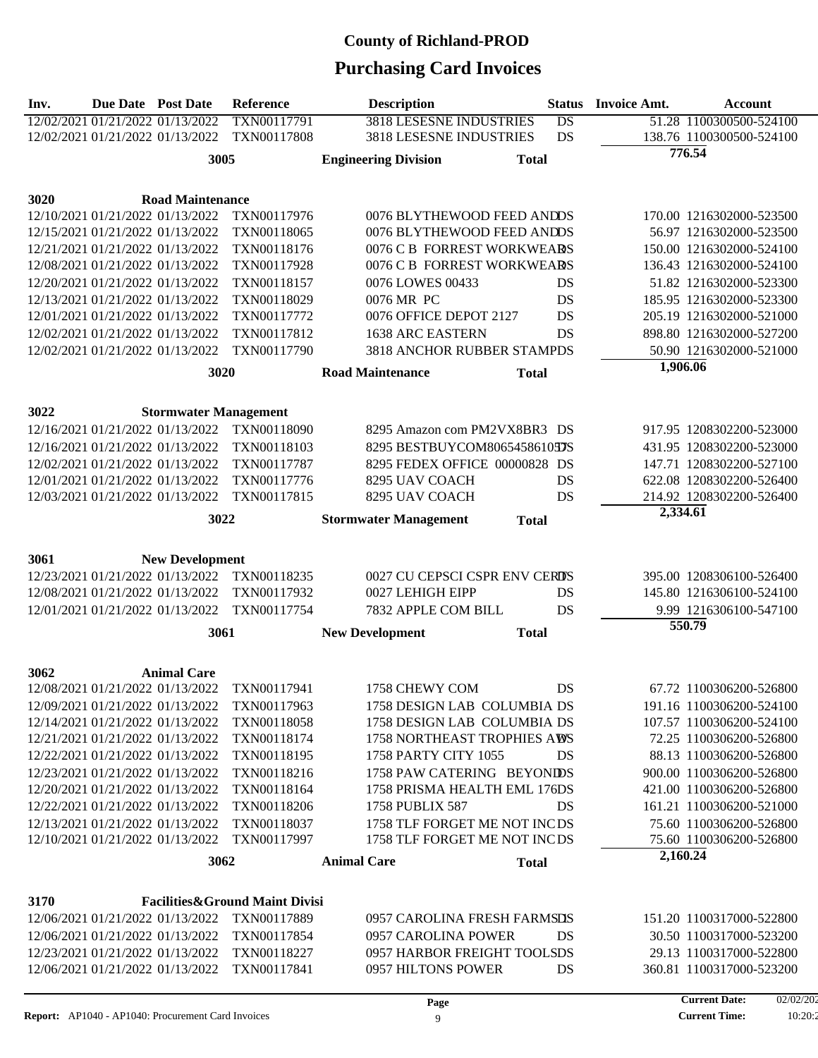# County of Richland-PROD

## Purchasing Card Invoices

| Inv. | Due Date | Post Date | Reference | Description | Status | Invoice Amt. | Account |
|---|---|---|---|---|---|---|---|
| 12/02/2021 | 01/21/2022 | 01/13/2022 | TXN00117791 | 3818 LESESNE INDUSTRIES | DS | 51.28 | 1100300500-524100 |
| 12/02/2021 | 01/21/2022 | 01/13/2022 | TXN00117808 | 3818 LESESNE INDUSTRIES | DS | 138.76 | 1100300500-524100 |
| | | 3005 | | Engineering Division | Total | 776.54 | |
| 3020 | | Road Maintenance | | | | | |
| 12/10/2021 | 01/21/2022 | 01/13/2022 | TXN00117976 | 0076 BLYTHEWOOD FEED AND | DS | 170.00 | 1216302000-523500 |
| 12/15/2021 | 01/21/2022 | 01/13/2022 | TXN00118065 | 0076 BLYTHEWOOD FEED AND | DS | 56.97 | 1216302000-523500 |
| 12/21/2021 | 01/21/2022 | 01/13/2022 | TXN00118176 | 0076 C B FORREST WORKWEAR | DS | 150.00 | 1216302000-524100 |
| 12/08/2021 | 01/21/2022 | 01/13/2022 | TXN00117928 | 0076 C B FORREST WORKWEAR | DS | 136.43 | 1216302000-524100 |
| 12/20/2021 | 01/21/2022 | 01/13/2022 | TXN00118157 | 0076 LOWES 00433 | DS | 51.82 | 1216302000-523300 |
| 12/13/2021 | 01/21/2022 | 01/13/2022 | TXN00118029 | 0076 MR PC | DS | 185.95 | 1216302000-523300 |
| 12/01/2021 | 01/21/2022 | 01/13/2022 | TXN00117772 | 0076 OFFICE DEPOT 2127 | DS | 205.19 | 1216302000-521000 |
| 12/02/2021 | 01/21/2022 | 01/13/2022 | TXN00117812 | 1638 ARC EASTERN | DS | 898.80 | 1216302000-527200 |
| 12/02/2021 | 01/21/2022 | 01/13/2022 | TXN00117790 | 3818 ANCHOR RUBBER STAMP | DS | 50.90 | 1216302000-521000 |
| | | 3020 | | Road Maintenance | Total | 1,906.06 | |
| 3022 | | Stormwater Management | | | | | |
| 12/16/2021 | 01/21/2022 | 01/13/2022 | TXN00118090 | 8295 Amazon com PM2VX8BR3 | DS | 917.95 | 1208302200-523000 |
| 12/16/2021 | 01/21/2022 | 01/13/2022 | TXN00118103 | 8295 BESTBUYCOM806545861057 | DS | 431.95 | 1208302200-523000 |
| 12/02/2021 | 01/21/2022 | 01/13/2022 | TXN00117787 | 8295 FEDEX OFFICE 00000828 | DS | 147.71 | 1208302200-527100 |
| 12/01/2021 | 01/21/2022 | 01/13/2022 | TXN00117776 | 8295 UAV COACH | DS | 622.08 | 1208302200-526400 |
| 12/03/2021 | 01/21/2022 | 01/13/2022 | TXN00117815 | 8295 UAV COACH | DS | 214.92 | 1208302200-526400 |
| | | 3022 | | Stormwater Management | Total | 2,334.61 | |
| 3061 | | New Development | | | | | |
| 12/23/2021 | 01/21/2022 | 01/13/2022 | TXN00118235 | 0027 CU CEPSCI CSPR ENV CERT | DS | 395.00 | 1208306100-526400 |
| 12/08/2021 | 01/21/2022 | 01/13/2022 | TXN00117932 | 0027 LEHIGH EIPP | DS | 145.80 | 1216306100-524100 |
| 12/01/2021 | 01/21/2022 | 01/13/2022 | TXN00117754 | 7832 APPLE COM BILL | DS | 9.99 | 1216306100-547100 |
| | | 3061 | | New Development | Total | 550.79 | |
| 3062 | | Animal Care | | | | | |
| 12/08/2021 | 01/21/2022 | 01/13/2022 | TXN00117941 | 1758 CHEWY COM | DS | 67.72 | 1100306200-526800 |
| 12/09/2021 | 01/21/2022 | 01/13/2022 | TXN00117963 | 1758 DESIGN LAB COLUMBIA | DS | 191.16 | 1100306200-524100 |
| 12/14/2021 | 01/21/2022 | 01/13/2022 | TXN00118058 | 1758 DESIGN LAB COLUMBIA | DS | 107.57 | 1100306200-524100 |
| 12/21/2021 | 01/21/2022 | 01/13/2022 | TXN00118174 | 1758 NORTHEAST TROPHIES AW | DS | 72.25 | 1100306200-526800 |
| 12/22/2021 | 01/21/2022 | 01/13/2022 | TXN00118195 | 1758 PARTY CITY 1055 | DS | 88.13 | 1100306200-526800 |
| 12/23/2021 | 01/21/2022 | 01/13/2022 | TXN00118216 | 1758 PAW CATERING BEYOND | DS | 900.00 | 1100306200-526800 |
| 12/20/2021 | 01/21/2022 | 01/13/2022 | TXN00118164 | 1758 PRISMA HEALTH EML 176 | DS | 421.00 | 1100306200-526800 |
| 12/22/2021 | 01/21/2022 | 01/13/2022 | TXN00118206 | 1758 PUBLIX 587 | DS | 161.21 | 1100306200-521000 |
| 12/13/2021 | 01/21/2022 | 01/13/2022 | TXN00118037 | 1758 TLF FORGET ME NOT INC | DS | 75.60 | 1100306200-526800 |
| 12/10/2021 | 01/21/2022 | 01/13/2022 | TXN00117997 | 1758 TLF FORGET ME NOT INC | DS | 75.60 | 1100306200-526800 |
| | | 3062 | | Animal Care | Total | 2,160.24 | |
| 3170 | | Facilities&Ground Maint Divisi | | | | | |
| 12/06/2021 | 01/21/2022 | 01/13/2022 | TXN00117889 | 0957 CAROLINA FRESH FARMS | DS | 151.20 | 1100317000-522800 |
| 12/06/2021 | 01/21/2022 | 01/13/2022 | TXN00117854 | 0957 CAROLINA POWER | DS | 30.50 | 1100317000-523200 |
| 12/23/2021 | 01/21/2022 | 01/13/2022 | TXN00118227 | 0957 HARBOR FREIGHT TOOLS | DS | 29.13 | 1100317000-522800 |
| 12/06/2021 | 01/21/2022 | 01/13/2022 | TXN00117841 | 0957 HILTONS POWER | DS | 360.81 | 1100317000-523200 |

**Report:** AP1040 - AP1040: Procurement Card Invoices

**Current Date:** 02/02/202

**Current Time:** 10:20: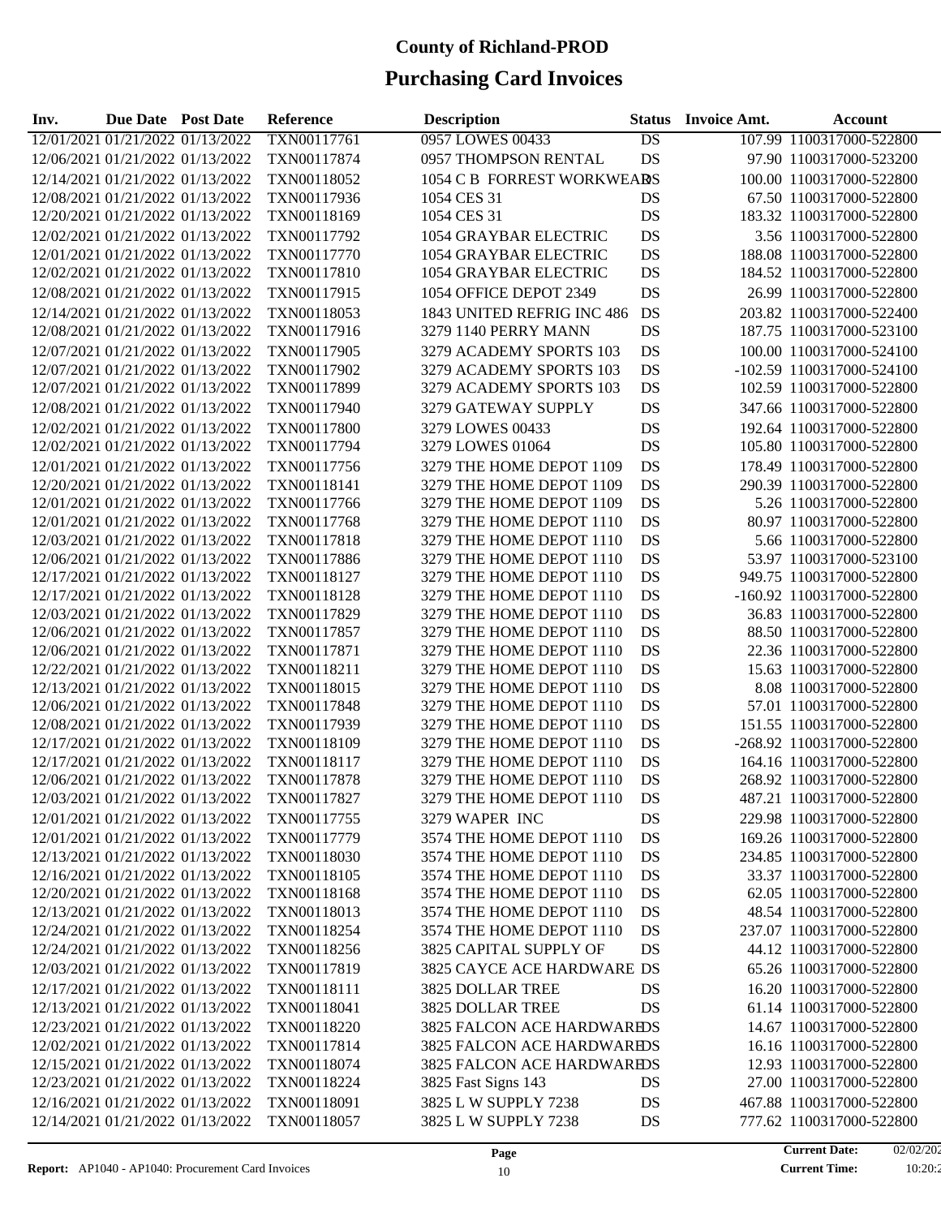# County of Richland-PROD

# Purchasing Card Invoices

| Inv. | Due Date | Post Date | Reference | Description | Status | Invoice Amt. | Account |
|---|---|---|---|---|---|---|---|
| 12/01/2021 | 01/21/2022 | 01/13/2022 | TXN00117761 | 0957 LOWES 00433 | DS | 107.99 | 1100317000-522800 |
| 12/06/2021 | 01/21/2022 | 01/13/2022 | TXN00117874 | 0957 THOMPSON RENTAL | DS | 97.90 | 1100317000-523200 |
| 12/14/2021 | 01/21/2022 | 01/13/2022 | TXN00118052 | 1054 C B FORREST WORKWEAR | DS | 100.00 | 1100317000-522800 |
| 12/08/2021 | 01/21/2022 | 01/13/2022 | TXN00117936 | 1054 CES 31 | DS | 67.50 | 1100317000-522800 |
| 12/20/2021 | 01/21/2022 | 01/13/2022 | TXN00118169 | 1054 CES 31 | DS | 183.32 | 1100317000-522800 |
| 12/02/2021 | 01/21/2022 | 01/13/2022 | TXN00117792 | 1054 GRAYBAR ELECTRIC | DS | 3.56 | 1100317000-522800 |
| 12/01/2021 | 01/21/2022 | 01/13/2022 | TXN00117770 | 1054 GRAYBAR ELECTRIC | DS | 188.08 | 1100317000-522800 |
| 12/02/2021 | 01/21/2022 | 01/13/2022 | TXN00117810 | 1054 GRAYBAR ELECTRIC | DS | 184.52 | 1100317000-522800 |
| 12/08/2021 | 01/21/2022 | 01/13/2022 | TXN00117915 | 1054 OFFICE DEPOT 2349 | DS | 26.99 | 1100317000-522800 |
| 12/14/2021 | 01/21/2022 | 01/13/2022 | TXN00118053 | 1843 UNITED REFRIG INC 486 | DS | 203.82 | 1100317000-522400 |
| 12/08/2021 | 01/21/2022 | 01/13/2022 | TXN00117916 | 3279 1140 PERRY MANN | DS | 187.75 | 1100317000-523100 |
| 12/07/2021 | 01/21/2022 | 01/13/2022 | TXN00117905 | 3279 ACADEMY SPORTS 103 | DS | 100.00 | 1100317000-524100 |
| 12/07/2021 | 01/21/2022 | 01/13/2022 | TXN00117902 | 3279 ACADEMY SPORTS 103 | DS | -102.59 | 1100317000-524100 |
| 12/07/2021 | 01/21/2022 | 01/13/2022 | TXN00117899 | 3279 ACADEMY SPORTS 103 | DS | 102.59 | 1100317000-522800 |
| 12/08/2021 | 01/21/2022 | 01/13/2022 | TXN00117940 | 3279 GATEWAY SUPPLY | DS | 347.66 | 1100317000-522800 |
| 12/02/2021 | 01/21/2022 | 01/13/2022 | TXN00117800 | 3279 LOWES 00433 | DS | 192.64 | 1100317000-522800 |
| 12/02/2021 | 01/21/2022 | 01/13/2022 | TXN00117794 | 3279 LOWES 01064 | DS | 105.80 | 1100317000-522800 |
| 12/01/2021 | 01/21/2022 | 01/13/2022 | TXN00117756 | 3279 THE HOME DEPOT 1109 | DS | 178.49 | 1100317000-522800 |
| 12/20/2021 | 01/21/2022 | 01/13/2022 | TXN00118141 | 3279 THE HOME DEPOT 1109 | DS | 290.39 | 1100317000-522800 |
| 12/01/2021 | 01/21/2022 | 01/13/2022 | TXN00117766 | 3279 THE HOME DEPOT 1109 | DS | 5.26 | 1100317000-522800 |
| 12/01/2021 | 01/21/2022 | 01/13/2022 | TXN00117768 | 3279 THE HOME DEPOT 1110 | DS | 80.97 | 1100317000-522800 |
| 12/03/2021 | 01/21/2022 | 01/13/2022 | TXN00117818 | 3279 THE HOME DEPOT 1110 | DS | 5.66 | 1100317000-522800 |
| 12/06/2021 | 01/21/2022 | 01/13/2022 | TXN00117886 | 3279 THE HOME DEPOT 1110 | DS | 53.97 | 1100317000-523100 |
| 12/17/2021 | 01/21/2022 | 01/13/2022 | TXN00118127 | 3279 THE HOME DEPOT 1110 | DS | 949.75 | 1100317000-522800 |
| 12/17/2021 | 01/21/2022 | 01/13/2022 | TXN00118128 | 3279 THE HOME DEPOT 1110 | DS | -160.92 | 1100317000-522800 |
| 12/03/2021 | 01/21/2022 | 01/13/2022 | TXN00117829 | 3279 THE HOME DEPOT 1110 | DS | 36.83 | 1100317000-522800 |
| 12/06/2021 | 01/21/2022 | 01/13/2022 | TXN00117857 | 3279 THE HOME DEPOT 1110 | DS | 88.50 | 1100317000-522800 |
| 12/06/2021 | 01/21/2022 | 01/13/2022 | TXN00117871 | 3279 THE HOME DEPOT 1110 | DS | 22.36 | 1100317000-522800 |
| 12/22/2021 | 01/21/2022 | 01/13/2022 | TXN00118211 | 3279 THE HOME DEPOT 1110 | DS | 15.63 | 1100317000-522800 |
| 12/13/2021 | 01/21/2022 | 01/13/2022 | TXN00118015 | 3279 THE HOME DEPOT 1110 | DS | 8.08 | 1100317000-522800 |
| 12/06/2021 | 01/21/2022 | 01/13/2022 | TXN00117848 | 3279 THE HOME DEPOT 1110 | DS | 57.01 | 1100317000-522800 |
| 12/08/2021 | 01/21/2022 | 01/13/2022 | TXN00117939 | 3279 THE HOME DEPOT 1110 | DS | 151.55 | 1100317000-522800 |
| 12/17/2021 | 01/21/2022 | 01/13/2022 | TXN00118109 | 3279 THE HOME DEPOT 1110 | DS | -268.92 | 1100317000-522800 |
| 12/17/2021 | 01/21/2022 | 01/13/2022 | TXN00118117 | 3279 THE HOME DEPOT 1110 | DS | 164.16 | 1100317000-522800 |
| 12/06/2021 | 01/21/2022 | 01/13/2022 | TXN00117878 | 3279 THE HOME DEPOT 1110 | DS | 268.92 | 1100317000-522800 |
| 12/03/2021 | 01/21/2022 | 01/13/2022 | TXN00117827 | 3279 THE HOME DEPOT 1110 | DS | 487.21 | 1100317000-522800 |
| 12/01/2021 | 01/21/2022 | 01/13/2022 | TXN00117755 | 3279 WAPER INC | DS | 229.98 | 1100317000-522800 |
| 12/01/2021 | 01/21/2022 | 01/13/2022 | TXN00117779 | 3574 THE HOME DEPOT 1110 | DS | 169.26 | 1100317000-522800 |
| 12/13/2021 | 01/21/2022 | 01/13/2022 | TXN00118030 | 3574 THE HOME DEPOT 1110 | DS | 234.85 | 1100317000-522800 |
| 12/16/2021 | 01/21/2022 | 01/13/2022 | TXN00118105 | 3574 THE HOME DEPOT 1110 | DS | 33.37 | 1100317000-522800 |
| 12/20/2021 | 01/21/2022 | 01/13/2022 | TXN00118168 | 3574 THE HOME DEPOT 1110 | DS | 62.05 | 1100317000-522800 |
| 12/13/2021 | 01/21/2022 | 01/13/2022 | TXN00118013 | 3574 THE HOME DEPOT 1110 | DS | 48.54 | 1100317000-522800 |
| 12/24/2021 | 01/21/2022 | 01/13/2022 | TXN00118254 | 3574 THE HOME DEPOT 1110 | DS | 237.07 | 1100317000-522800 |
| 12/24/2021 | 01/21/2022 | 01/13/2022 | TXN00118256 | 3825 CAPITAL SUPPLY OF | DS | 44.12 | 1100317000-522800 |
| 12/03/2021 | 01/21/2022 | 01/13/2022 | TXN00117819 | 3825 CAYCE ACE HARDWARE | DS | 65.26 | 1100317000-522800 |
| 12/17/2021 | 01/21/2022 | 01/13/2022 | TXN00118111 | 3825 DOLLAR TREE | DS | 16.20 | 1100317000-522800 |
| 12/13/2021 | 01/21/2022 | 01/13/2022 | TXN00118041 | 3825 DOLLAR TREE | DS | 61.14 | 1100317000-522800 |
| 12/23/2021 | 01/21/2022 | 01/13/2022 | TXN00118220 | 3825 FALCON ACE HARDWARE | DS | 14.67 | 1100317000-522800 |
| 12/02/2021 | 01/21/2022 | 01/13/2022 | TXN00117814 | 3825 FALCON ACE HARDWARE | DS | 16.16 | 1100317000-522800 |
| 12/15/2021 | 01/21/2022 | 01/13/2022 | TXN00118074 | 3825 FALCON ACE HARDWARE | DS | 12.93 | 1100317000-522800 |
| 12/23/2021 | 01/21/2022 | 01/13/2022 | TXN00118224 | 3825 Fast Signs 143 | DS | 27.00 | 1100317000-522800 |
| 12/16/2021 | 01/21/2022 | 01/13/2022 | TXN00118091 | 3825 L W SUPPLY 7238 | DS | 467.88 | 1100317000-522800 |
| 12/14/2021 | 01/21/2022 | 01/13/2022 | TXN00118057 | 3825 L W SUPPLY 7238 | DS | 777.62 | 1100317000-522800 |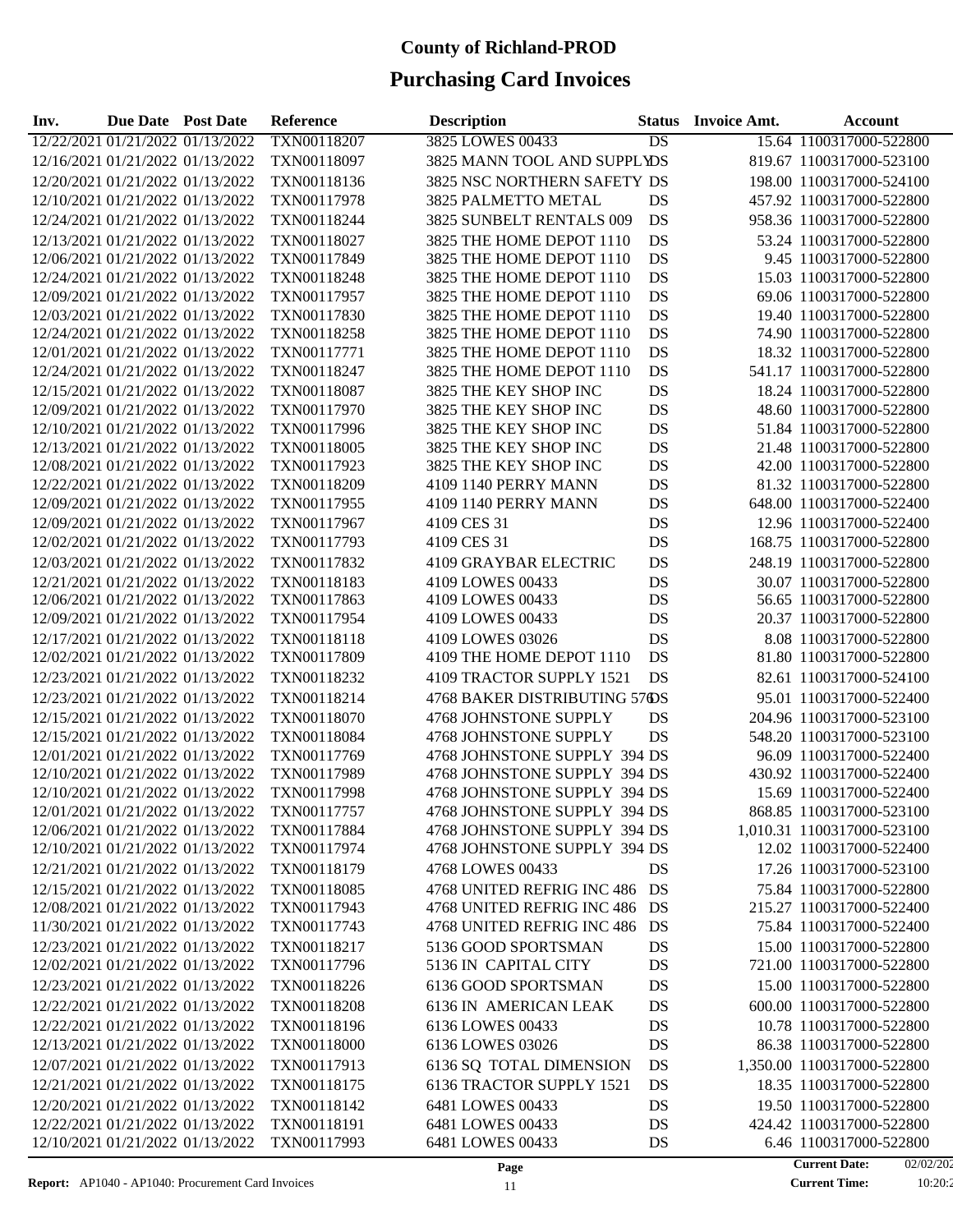# County of Richland-PROD

## Purchasing Card Invoices

| Inv. | Due Date | Post Date | Reference | Description | Status | Invoice Amt. | Account |
|---|---|---|---|---|---|---|---|
| 12/22/2021 | 01/21/2022 | 01/13/2022 | TXN00118207 | 3825 LOWES 00433 | DS | 15.64 | 1100317000-522800 |
| 12/16/2021 | 01/21/2022 | 01/13/2022 | TXN00118097 | 3825 MANN TOOL AND SUPPLY | DS | 819.67 | 1100317000-523100 |
| 12/20/2021 | 01/21/2022 | 01/13/2022 | TXN00118136 | 3825 NSC NORTHERN SAFETY | DS | 198.00 | 1100317000-524100 |
| 12/10/2021 | 01/21/2022 | 01/13/2022 | TXN00117978 | 3825 PALMETTO METAL | DS | 457.92 | 1100317000-522800 |
| 12/24/2021 | 01/21/2022 | 01/13/2022 | TXN00118244 | 3825 SUNBELT RENTALS 009 | DS | 958.36 | 1100317000-522800 |
| 12/13/2021 | 01/21/2022 | 01/13/2022 | TXN00118027 | 3825 THE HOME DEPOT 1110 | DS | 53.24 | 1100317000-522800 |
| 12/06/2021 | 01/21/2022 | 01/13/2022 | TXN00117849 | 3825 THE HOME DEPOT 1110 | DS | 9.45 | 1100317000-522800 |
| 12/24/2021 | 01/21/2022 | 01/13/2022 | TXN00118248 | 3825 THE HOME DEPOT 1110 | DS | 15.03 | 1100317000-522800 |
| 12/09/2021 | 01/21/2022 | 01/13/2022 | TXN00117957 | 3825 THE HOME DEPOT 1110 | DS | 69.06 | 1100317000-522800 |
| 12/03/2021 | 01/21/2022 | 01/13/2022 | TXN00117830 | 3825 THE HOME DEPOT 1110 | DS | 19.40 | 1100317000-522800 |
| 12/24/2021 | 01/21/2022 | 01/13/2022 | TXN00118258 | 3825 THE HOME DEPOT 1110 | DS | 74.90 | 1100317000-522800 |
| 12/01/2021 | 01/21/2022 | 01/13/2022 | TXN00117771 | 3825 THE HOME DEPOT 1110 | DS | 18.32 | 1100317000-522800 |
| 12/24/2021 | 01/21/2022 | 01/13/2022 | TXN00118247 | 3825 THE HOME DEPOT 1110 | DS | 541.17 | 1100317000-522800 |
| 12/15/2021 | 01/21/2022 | 01/13/2022 | TXN00118087 | 3825 THE KEY SHOP INC | DS | 18.24 | 1100317000-522800 |
| 12/09/2021 | 01/21/2022 | 01/13/2022 | TXN00117970 | 3825 THE KEY SHOP INC | DS | 48.60 | 1100317000-522800 |
| 12/10/2021 | 01/21/2022 | 01/13/2022 | TXN00117996 | 3825 THE KEY SHOP INC | DS | 51.84 | 1100317000-522800 |
| 12/13/2021 | 01/21/2022 | 01/13/2022 | TXN00118005 | 3825 THE KEY SHOP INC | DS | 21.48 | 1100317000-522800 |
| 12/08/2021 | 01/21/2022 | 01/13/2022 | TXN00117923 | 3825 THE KEY SHOP INC | DS | 42.00 | 1100317000-522800 |
| 12/22/2021 | 01/21/2022 | 01/13/2022 | TXN00118209 | 4109 1140 PERRY MANN | DS | 81.32 | 1100317000-522800 |
| 12/09/2021 | 01/21/2022 | 01/13/2022 | TXN00117955 | 4109 1140 PERRY MANN | DS | 648.00 | 1100317000-522400 |
| 12/09/2021 | 01/21/2022 | 01/13/2022 | TXN00117967 | 4109 CES 31 | DS | 12.96 | 1100317000-522400 |
| 12/02/2021 | 01/21/2022 | 01/13/2022 | TXN00117793 | 4109 CES 31 | DS | 168.75 | 1100317000-522800 |
| 12/03/2021 | 01/21/2022 | 01/13/2022 | TXN00117832 | 4109 GRAYBAR ELECTRIC | DS | 248.19 | 1100317000-522800 |
| 12/21/2021 | 01/21/2022 | 01/13/2022 | TXN00118183 | 4109 LOWES 00433 | DS | 30.07 | 1100317000-522800 |
| 12/06/2021 | 01/21/2022 | 01/13/2022 | TXN00117863 | 4109 LOWES 00433 | DS | 56.65 | 1100317000-522800 |
| 12/09/2021 | 01/21/2022 | 01/13/2022 | TXN00117954 | 4109 LOWES 00433 | DS | 20.37 | 1100317000-522800 |
| 12/17/2021 | 01/21/2022 | 01/13/2022 | TXN00118118 | 4109 LOWES 03026 | DS | 8.08 | 1100317000-522800 |
| 12/02/2021 | 01/21/2022 | 01/13/2022 | TXN00117809 | 4109 THE HOME DEPOT 1110 | DS | 81.80 | 1100317000-522800 |
| 12/23/2021 | 01/21/2022 | 01/13/2022 | TXN00118232 | 4109 TRACTOR SUPPLY 1521 | DS | 82.61 | 1100317000-524100 |
| 12/23/2021 | 01/21/2022 | 01/13/2022 | TXN00118214 | 4768 BAKER DISTRIBUTING 576 | DS | 95.01 | 1100317000-522400 |
| 12/15/2021 | 01/21/2022 | 01/13/2022 | TXN00118070 | 4768 JOHNSTONE SUPPLY | DS | 204.96 | 1100317000-523100 |
| 12/15/2021 | 01/21/2022 | 01/13/2022 | TXN00118084 | 4768 JOHNSTONE SUPPLY | DS | 548.20 | 1100317000-523100 |
| 12/01/2021 | 01/21/2022 | 01/13/2022 | TXN00117769 | 4768 JOHNSTONE SUPPLY 394 | DS | 96.09 | 1100317000-522400 |
| 12/10/2021 | 01/21/2022 | 01/13/2022 | TXN00117989 | 4768 JOHNSTONE SUPPLY 394 | DS | 430.92 | 1100317000-522400 |
| 12/10/2021 | 01/21/2022 | 01/13/2022 | TXN00117998 | 4768 JOHNSTONE SUPPLY 394 | DS | 15.69 | 1100317000-522400 |
| 12/01/2021 | 01/21/2022 | 01/13/2022 | TXN00117757 | 4768 JOHNSTONE SUPPLY 394 | DS | 868.85 | 1100317000-523100 |
| 12/06/2021 | 01/21/2022 | 01/13/2022 | TXN00117884 | 4768 JOHNSTONE SUPPLY 394 | DS | 1,010.31 | 1100317000-523100 |
| 12/10/2021 | 01/21/2022 | 01/13/2022 | TXN00117974 | 4768 JOHNSTONE SUPPLY 394 | DS | 12.02 | 1100317000-522400 |
| 12/21/2021 | 01/21/2022 | 01/13/2022 | TXN00118179 | 4768 LOWES 00433 | DS | 17.26 | 1100317000-523100 |
| 12/15/2021 | 01/21/2022 | 01/13/2022 | TXN00118085 | 4768 UNITED REFRIG INC 486 | DS | 75.84 | 1100317000-522800 |
| 12/08/2021 | 01/21/2022 | 01/13/2022 | TXN00117943 | 4768 UNITED REFRIG INC 486 | DS | 215.27 | 1100317000-522400 |
| 11/30/2021 | 01/21/2022 | 01/13/2022 | TXN00117743 | 4768 UNITED REFRIG INC 486 | DS | 75.84 | 1100317000-522400 |
| 12/23/2021 | 01/21/2022 | 01/13/2022 | TXN00118217 | 5136 GOOD SPORTSMAN | DS | 15.00 | 1100317000-522800 |
| 12/02/2021 | 01/21/2022 | 01/13/2022 | TXN00117796 | 5136 IN CAPITAL CITY | DS | 721.00 | 1100317000-522800 |
| 12/23/2021 | 01/21/2022 | 01/13/2022 | TXN00118226 | 6136 GOOD SPORTSMAN | DS | 15.00 | 1100317000-522800 |
| 12/22/2021 | 01/21/2022 | 01/13/2022 | TXN00118208 | 6136 IN AMERICAN LEAK | DS | 600.00 | 1100317000-522800 |
| 12/22/2021 | 01/21/2022 | 01/13/2022 | TXN00118196 | 6136 LOWES 00433 | DS | 10.78 | 1100317000-522800 |
| 12/13/2021 | 01/21/2022 | 01/13/2022 | TXN00118000 | 6136 LOWES 03026 | DS | 86.38 | 1100317000-522800 |
| 12/07/2021 | 01/21/2022 | 01/13/2022 | TXN00117913 | 6136 SQ TOTAL DIMENSION | DS | 1,350.00 | 1100317000-522800 |
| 12/21/2021 | 01/21/2022 | 01/13/2022 | TXN00118175 | 6136 TRACTOR SUPPLY 1521 | DS | 18.35 | 1100317000-522800 |
| 12/20/2021 | 01/21/2022 | 01/13/2022 | TXN00118142 | 6481 LOWES 00433 | DS | 19.50 | 1100317000-522800 |
| 12/22/2021 | 01/21/2022 | 01/13/2022 | TXN00118191 | 6481 LOWES 00433 | DS | 424.42 | 1100317000-522800 |
| 12/10/2021 | 01/21/2022 | 01/13/2022 | TXN00117993 | 6481 LOWES 00433 | DS | 6.46 | 1100317000-522800 |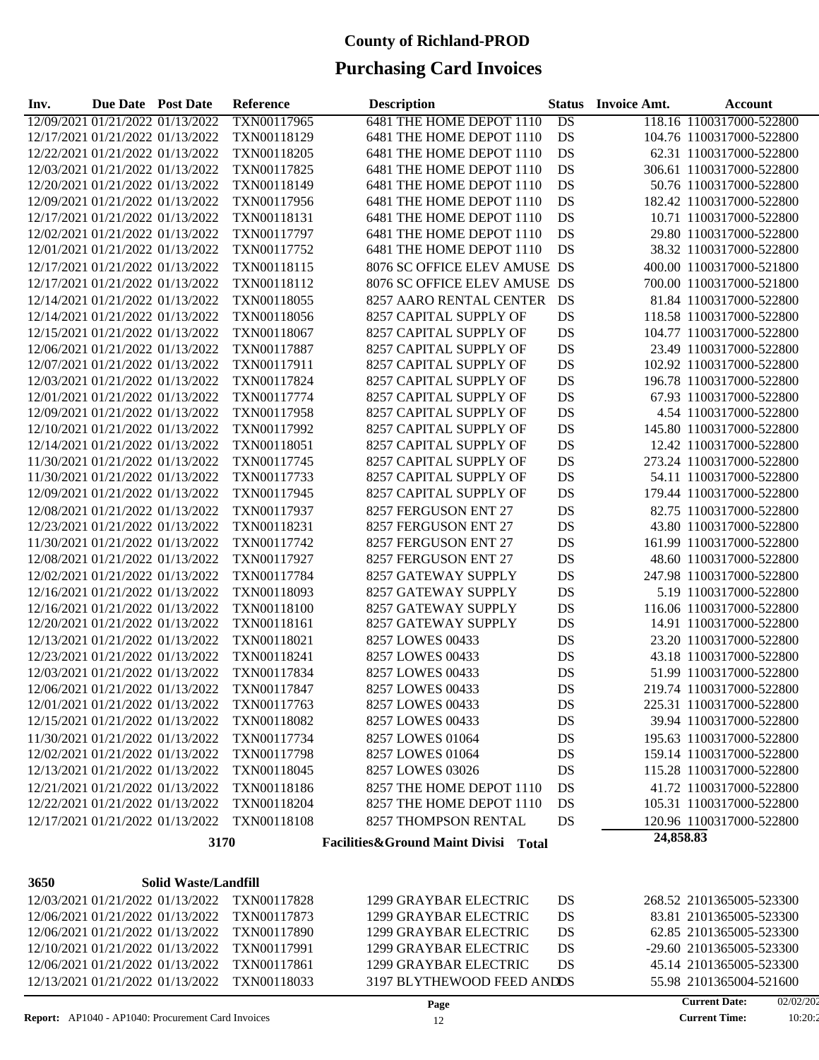# County of Richland-PROD

# Purchasing Card Invoices

| Inv. | Due Date | Post Date | Reference | Description | Status | Invoice Amt. | Account |
|---|---|---|---|---|---|---|---|
| 12/09/2021 | 01/21/2022 | 01/13/2022 | TXN00117965 | 6481 THE HOME DEPOT 1110 | DS | 118.16 | 1100317000-522800 |
| 12/17/2021 | 01/21/2022 | 01/13/2022 | TXN00118129 | 6481 THE HOME DEPOT 1110 | DS | 104.76 | 1100317000-522800 |
| 12/22/2021 | 01/21/2022 | 01/13/2022 | TXN00118205 | 6481 THE HOME DEPOT 1110 | DS | 62.31 | 1100317000-522800 |
| 12/03/2021 | 01/21/2022 | 01/13/2022 | TXN00117825 | 6481 THE HOME DEPOT 1110 | DS | 306.61 | 1100317000-522800 |
| 12/20/2021 | 01/21/2022 | 01/13/2022 | TXN00118149 | 6481 THE HOME DEPOT 1110 | DS | 50.76 | 1100317000-522800 |
| 12/09/2021 | 01/21/2022 | 01/13/2022 | TXN00117956 | 6481 THE HOME DEPOT 1110 | DS | 182.42 | 1100317000-522800 |
| 12/17/2021 | 01/21/2022 | 01/13/2022 | TXN00118131 | 6481 THE HOME DEPOT 1110 | DS | 10.71 | 1100317000-522800 |
| 12/02/2021 | 01/21/2022 | 01/13/2022 | TXN00117797 | 6481 THE HOME DEPOT 1110 | DS | 29.80 | 1100317000-522800 |
| 12/01/2021 | 01/21/2022 | 01/13/2022 | TXN00117752 | 6481 THE HOME DEPOT 1110 | DS | 38.32 | 1100317000-522800 |
| 12/17/2021 | 01/21/2022 | 01/13/2022 | TXN00118115 | 8076 SC OFFICE ELEV AMUSE | DS | 400.00 | 1100317000-521800 |
| 12/17/2021 | 01/21/2022 | 01/13/2022 | TXN00118112 | 8076 SC OFFICE ELEV AMUSE | DS | 700.00 | 1100317000-521800 |
| 12/14/2021 | 01/21/2022 | 01/13/2022 | TXN00118055 | 8257 AARO RENTAL CENTER | DS | 81.84 | 1100317000-522800 |
| 12/14/2021 | 01/21/2022 | 01/13/2022 | TXN00118056 | 8257 CAPITAL SUPPLY OF | DS | 118.58 | 1100317000-522800 |
| 12/15/2021 | 01/21/2022 | 01/13/2022 | TXN00118067 | 8257 CAPITAL SUPPLY OF | DS | 104.77 | 1100317000-522800 |
| 12/06/2021 | 01/21/2022 | 01/13/2022 | TXN00117887 | 8257 CAPITAL SUPPLY OF | DS | 23.49 | 1100317000-522800 |
| 12/07/2021 | 01/21/2022 | 01/13/2022 | TXN00117911 | 8257 CAPITAL SUPPLY OF | DS | 102.92 | 1100317000-522800 |
| 12/03/2021 | 01/21/2022 | 01/13/2022 | TXN00117824 | 8257 CAPITAL SUPPLY OF | DS | 196.78 | 1100317000-522800 |
| 12/01/2021 | 01/21/2022 | 01/13/2022 | TXN00117774 | 8257 CAPITAL SUPPLY OF | DS | 67.93 | 1100317000-522800 |
| 12/09/2021 | 01/21/2022 | 01/13/2022 | TXN00117958 | 8257 CAPITAL SUPPLY OF | DS | 4.54 | 1100317000-522800 |
| 12/10/2021 | 01/21/2022 | 01/13/2022 | TXN00117992 | 8257 CAPITAL SUPPLY OF | DS | 145.80 | 1100317000-522800 |
| 12/14/2021 | 01/21/2022 | 01/13/2022 | TXN00118051 | 8257 CAPITAL SUPPLY OF | DS | 12.42 | 1100317000-522800 |
| 11/30/2021 | 01/21/2022 | 01/13/2022 | TXN00117745 | 8257 CAPITAL SUPPLY OF | DS | 273.24 | 1100317000-522800 |
| 11/30/2021 | 01/21/2022 | 01/13/2022 | TXN00117733 | 8257 CAPITAL SUPPLY OF | DS | 54.11 | 1100317000-522800 |
| 12/09/2021 | 01/21/2022 | 01/13/2022 | TXN00117945 | 8257 CAPITAL SUPPLY OF | DS | 179.44 | 1100317000-522800 |
| 12/08/2021 | 01/21/2022 | 01/13/2022 | TXN00117937 | 8257 FERGUSON ENT 27 | DS | 82.75 | 1100317000-522800 |
| 12/23/2021 | 01/21/2022 | 01/13/2022 | TXN00118231 | 8257 FERGUSON ENT 27 | DS | 43.80 | 1100317000-522800 |
| 11/30/2021 | 01/21/2022 | 01/13/2022 | TXN00117742 | 8257 FERGUSON ENT 27 | DS | 161.99 | 1100317000-522800 |
| 12/08/2021 | 01/21/2022 | 01/13/2022 | TXN00117927 | 8257 FERGUSON ENT 27 | DS | 48.60 | 1100317000-522800 |
| 12/02/2021 | 01/21/2022 | 01/13/2022 | TXN00117784 | 8257 GATEWAY SUPPLY | DS | 247.98 | 1100317000-522800 |
| 12/16/2021 | 01/21/2022 | 01/13/2022 | TXN00118093 | 8257 GATEWAY SUPPLY | DS | 5.19 | 1100317000-522800 |
| 12/16/2021 | 01/21/2022 | 01/13/2022 | TXN00118100 | 8257 GATEWAY SUPPLY | DS | 116.06 | 1100317000-522800 |
| 12/20/2021 | 01/21/2022 | 01/13/2022 | TXN00118161 | 8257 GATEWAY SUPPLY | DS | 14.91 | 1100317000-522800 |
| 12/13/2021 | 01/21/2022 | 01/13/2022 | TXN00118021 | 8257 LOWES 00433 | DS | 23.20 | 1100317000-522800 |
| 12/23/2021 | 01/21/2022 | 01/13/2022 | TXN00118241 | 8257 LOWES 00433 | DS | 43.18 | 1100317000-522800 |
| 12/03/2021 | 01/21/2022 | 01/13/2022 | TXN00117834 | 8257 LOWES 00433 | DS | 51.99 | 1100317000-522800 |
| 12/06/2021 | 01/21/2022 | 01/13/2022 | TXN00117847 | 8257 LOWES 00433 | DS | 219.74 | 1100317000-522800 |
| 12/01/2021 | 01/21/2022 | 01/13/2022 | TXN00117763 | 8257 LOWES 00433 | DS | 225.31 | 1100317000-522800 |
| 12/15/2021 | 01/21/2022 | 01/13/2022 | TXN00118082 | 8257 LOWES 00433 | DS | 39.94 | 1100317000-522800 |
| 11/30/2021 | 01/21/2022 | 01/13/2022 | TXN00117734 | 8257 LOWES 01064 | DS | 195.63 | 1100317000-522800 |
| 12/02/2021 | 01/21/2022 | 01/13/2022 | TXN00117798 | 8257 LOWES 01064 | DS | 159.14 | 1100317000-522800 |
| 12/13/2021 | 01/21/2022 | 01/13/2022 | TXN00118045 | 8257 LOWES 03026 | DS | 115.28 | 1100317000-522800 |
| 12/21/2021 | 01/21/2022 | 01/13/2022 | TXN00118186 | 8257 THE HOME DEPOT 1110 | DS | 41.72 | 1100317000-522800 |
| 12/22/2021 | 01/21/2022 | 01/13/2022 | TXN00118204 | 8257 THE HOME DEPOT 1110 | DS | 105.31 | 1100317000-522800 |
| 12/17/2021 | 01/21/2022 | 01/13/2022 | TXN00118108 | 8257 THOMPSON RENTAL | DS | 120.96 | 1100317000-522800 |
| | | **3170** | | **Facilities&Ground Maint Divisi Total** | | **24,858.83** | |

**3650 Solid Waste/Landfill**

| Inv. | Due Date | Post Date | Reference | Description | Status | Invoice Amt. | Account |
|---|---|---|---|---|---|---|---|
| 12/03/2021 | 01/21/2022 | 01/13/2022 | TXN00117828 | 1299 GRAYBAR ELECTRIC | DS | 268.52 | 2101365005-523300 |
| 12/06/2021 | 01/21/2022 | 01/13/2022 | TXN00117873 | 1299 GRAYBAR ELECTRIC | DS | 83.81 | 2101365005-523300 |
| 12/06/2021 | 01/21/2022 | 01/13/2022 | TXN00117890 | 1299 GRAYBAR ELECTRIC | DS | 62.85 | 2101365005-523300 |
| 12/10/2021 | 01/21/2022 | 01/13/2022 | TXN00117991 | 1299 GRAYBAR ELECTRIC | DS | -29.60 | 2101365005-523300 |
| 12/06/2021 | 01/21/2022 | 01/13/2022 | TXN00117861 | 1299 GRAYBAR ELECTRIC | DS | 45.14 | 2101365005-523300 |
| 12/13/2021 | 01/21/2022 | 01/13/2022 | TXN00118033 | 3197 BLYTHEWOOD FEED AND | DS | 55.98 | 2101365004-521600 |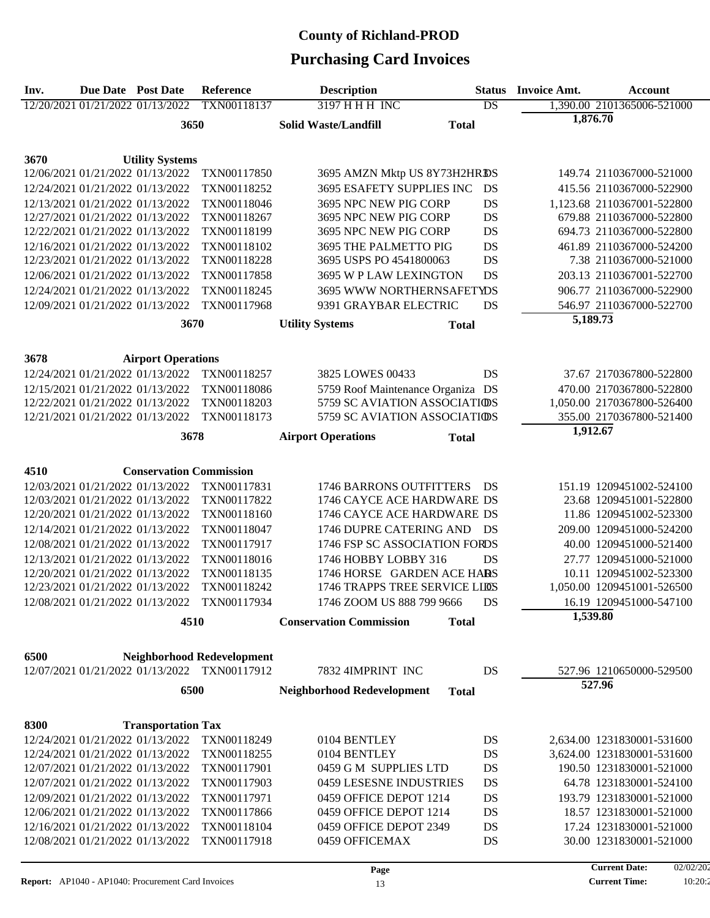# County of Richland-PROD

# Purchasing Card Invoices

| Inv. | Due Date | Post Date | Reference | Description | Status | Invoice Amt. | Account |
|---|---|---|---|---|---|---|---|
| 12/20/2021 | 01/21/2022 | 01/13/2022 | TXN00118137 | 3197 H H H INC | DS | 1,390.00 | 2101365006-521000 |
| | | 3650 | | Solid Waste/Landfill | Total | 1,876.70 | |
| 3670 | | Utility Systems | | | | | |
| 12/06/2021 | 01/21/2022 | 01/13/2022 | TXN00117850 | 3695 AMZN Mktp US 8Y73H2HR3 | DS | 149.74 | 2110367000-521000 |
| 12/24/2021 | 01/21/2022 | 01/13/2022 | TXN00118252 | 3695 ESAFETY SUPPLIES INC | DS | 415.56 | 2110367000-522900 |
| 12/13/2021 | 01/21/2022 | 01/13/2022 | TXN00118046 | 3695 NPC NEW PIG CORP | DS | 1,123.68 | 2110367001-522800 |
| 12/27/2021 | 01/21/2022 | 01/13/2022 | TXN00118267 | 3695 NPC NEW PIG CORP | DS | 679.88 | 2110367000-522800 |
| 12/22/2021 | 01/21/2022 | 01/13/2022 | TXN00118199 | 3695 NPC NEW PIG CORP | DS | 694.73 | 2110367000-522800 |
| 12/16/2021 | 01/21/2022 | 01/13/2022 | TXN00118102 | 3695 THE PALMETTO PIG | DS | 461.89 | 2110367000-524200 |
| 12/23/2021 | 01/21/2022 | 01/13/2022 | TXN00118228 | 3695 USPS PO 4541800063 | DS | 7.38 | 2110367000-521000 |
| 12/06/2021 | 01/21/2022 | 01/13/2022 | TXN00117858 | 3695 W P LAW LEXINGTON | DS | 203.13 | 2110367001-522700 |
| 12/24/2021 | 01/21/2022 | 01/13/2022 | TXN00118245 | 3695 WWW NORTHERNSAFETY | DS | 906.77 | 2110367000-522900 |
| 12/09/2021 | 01/21/2022 | 01/13/2022 | TXN00117968 | 9391 GRAYBAR ELECTRIC | DS | 546.97 | 2110367000-522700 |
| | | 3670 | | Utility Systems | Total | 5,189.73 | |
| 3678 | | Airport Operations | | | | | |
| 12/24/2021 | 01/21/2022 | 01/13/2022 | TXN00118257 | 3825 LOWES 00433 | DS | 37.67 | 2170367800-522800 |
| 12/15/2021 | 01/21/2022 | 01/13/2022 | TXN00118086 | 5759 Roof Maintenance Organiza | DS | 470.00 | 2170367800-522800 |
| 12/22/2021 | 01/21/2022 | 01/13/2022 | TXN00118203 | 5759 SC AVIATION ASSOCIATIO | DS | 1,050.00 | 2170367800-526400 |
| 12/21/2021 | 01/21/2022 | 01/13/2022 | TXN00118173 | 5759 SC AVIATION ASSOCIATIO | DS | 355.00 | 2170367800-521400 |
| | | 3678 | | Airport Operations | Total | 1,912.67 | |
| 4510 | | Conservation Commission | | | | | |
| 12/03/2021 | 01/21/2022 | 01/13/2022 | TXN00117831 | 1746 BARRONS OUTFITTERS | DS | 151.19 | 1209451002-524100 |
| 12/03/2021 | 01/21/2022 | 01/13/2022 | TXN00117822 | 1746 CAYCE ACE HARDWARE | DS | 23.68 | 1209451001-522800 |
| 12/20/2021 | 01/21/2022 | 01/13/2022 | TXN00118160 | 1746 CAYCE ACE HARDWARE | DS | 11.86 | 1209451002-523300 |
| 12/14/2021 | 01/21/2022 | 01/13/2022 | TXN00118047 | 1746 DUPRE CATERING AND | DS | 209.00 | 1209451000-524200 |
| 12/08/2021 | 01/21/2022 | 01/13/2022 | TXN00117917 | 1746 FSP SC ASSOCIATION FOR | DS | 40.00 | 1209451000-521400 |
| 12/13/2021 | 01/21/2022 | 01/13/2022 | TXN00118016 | 1746 HOBBY LOBBY 316 | DS | 27.77 | 1209451000-521000 |
| 12/20/2021 | 01/21/2022 | 01/13/2022 | TXN00118135 | 1746 HORSE GARDEN ACE HAR | DS | 10.11 | 1209451002-523300 |
| 12/23/2021 | 01/21/2022 | 01/13/2022 | TXN00118242 | 1746 TRAPPS TREE SERVICE LL | DS | 1,050.00 | 1209451001-526500 |
| 12/08/2021 | 01/21/2022 | 01/13/2022 | TXN00117934 | 1746 ZOOM US 888 799 9666 | DS | 16.19 | 1209451000-547100 |
| | | 4510 | | Conservation Commission | Total | 1,539.80 | |
| 6500 | | Neighborhood Redevelopment | | | | | |
| 12/07/2021 | 01/21/2022 | 01/13/2022 | TXN00117912 | 7832 4IMPRINT INC | DS | 527.96 | 1210650000-529500 |
| | | 6500 | | Neighborhood Redevelopment | Total | 527.96 | |
| 8300 | | Transportation Tax | | | | | |
| 12/24/2021 | 01/21/2022 | 01/13/2022 | TXN00118249 | 0104 BENTLEY | DS | 2,634.00 | 1231830001-531600 |
| 12/24/2021 | 01/21/2022 | 01/13/2022 | TXN00118255 | 0104 BENTLEY | DS | 3,624.00 | 1231830001-531600 |
| 12/07/2021 | 01/21/2022 | 01/13/2022 | TXN00117901 | 0459 G M SUPPLIES LTD | DS | 190.50 | 1231830001-521000 |
| 12/07/2021 | 01/21/2022 | 01/13/2022 | TXN00117903 | 0459 LESESNE INDUSTRIES | DS | 64.78 | 1231830001-524100 |
| 12/09/2021 | 01/21/2022 | 01/13/2022 | TXN00117971 | 0459 OFFICE DEPOT 1214 | DS | 193.79 | 1231830001-521000 |
| 12/06/2021 | 01/21/2022 | 01/13/2022 | TXN00117866 | 0459 OFFICE DEPOT 1214 | DS | 18.57 | 1231830001-521000 |
| 12/16/2021 | 01/21/2022 | 01/13/2022 | TXN00118104 | 0459 OFFICE DEPOT 2349 | DS | 17.24 | 1231830001-521000 |
| 12/08/2021 | 01/21/2022 | 01/13/2022 | TXN00117918 | 0459 OFFICEMAX | DS | 30.00 | 1231830001-521000 |

**Report:** AP1040 - AP1040: Procurement Card Invoices

**Current Date:** 02/02/202

**Current Time:** 10:20: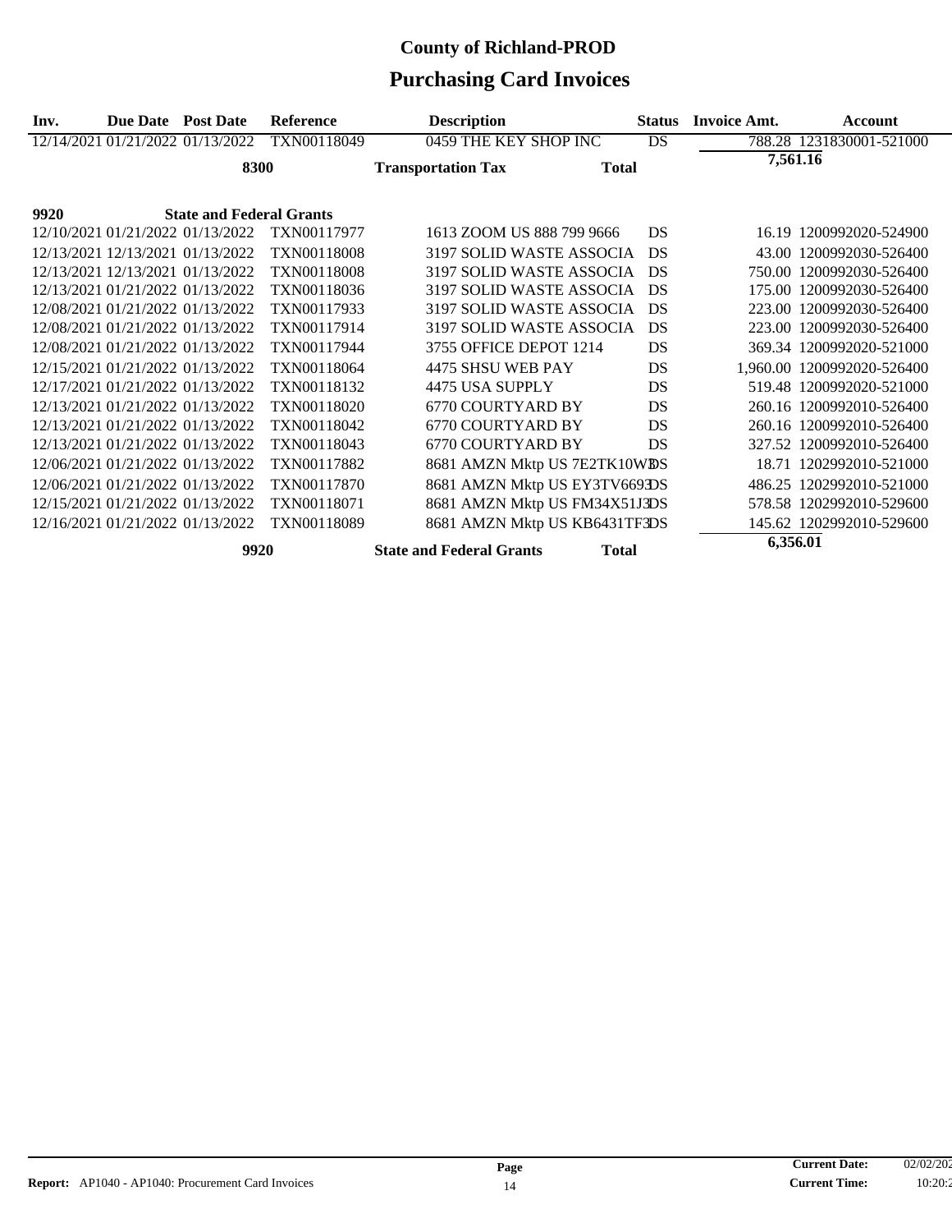# County of Richland-PROD

## Purchasing Card Invoices

| Inv. | Due Date | Post Date | Reference | Description | Status | Invoice Amt. | Account |
|---|---|---|---|---|---|---|---|
| 12/14/2021 | 01/21/2022 | 01/13/2022 | TXN00118049 | 0459 THE KEY SHOP INC | DS | 788.28 | 1231830001-521000 |
| | | 8300 | | **Transportation Tax** | **Total** | **7,561.16** | |
| **9920** | **State and Federal Grants** | | | | | | |
| 12/10/2021 | 01/21/2022 | 01/13/2022 | TXN00117977 | 1613 ZOOM US 888 799 9666 | DS | 16.19 | 1200992020-524900 |
| 12/13/2021 | 12/13/2021 | 01/13/2022 | TXN00118008 | 3197 SOLID WASTE ASSOCIA | DS | 43.00 | 1200992030-526400 |
| 12/13/2021 | 12/13/2021 | 01/13/2022 | TXN00118008 | 3197 SOLID WASTE ASSOCIA | DS | 750.00 | 1200992030-526400 |
| 12/13/2021 | 01/21/2022 | 01/13/2022 | TXN00118036 | 3197 SOLID WASTE ASSOCIA | DS | 175.00 | 1200992030-526400 |
| 12/08/2021 | 01/21/2022 | 01/13/2022 | TXN00117933 | 3197 SOLID WASTE ASSOCIA | DS | 223.00 | 1200992030-526400 |
| 12/08/2021 | 01/21/2022 | 01/13/2022 | TXN00117914 | 3197 SOLID WASTE ASSOCIA | DS | 223.00 | 1200992030-526400 |
| 12/08/2021 | 01/21/2022 | 01/13/2022 | TXN00117944 | 3755 OFFICE DEPOT 1214 | DS | 369.34 | 1200992020-521000 |
| 12/15/2021 | 01/21/2022 | 01/13/2022 | TXN00118064 | 4475 SHSU WEB PAY | DS | 1,960.00 | 1200992020-526400 |
| 12/17/2021 | 01/21/2022 | 01/13/2022 | TXN00118132 | 4475 USA SUPPLY | DS | 519.48 | 1200992020-521000 |
| 12/13/2021 | 01/21/2022 | 01/13/2022 | TXN00118020 | 6770 COURTYARD BY | DS | 260.16 | 1200992010-526400 |
| 12/13/2021 | 01/21/2022 | 01/13/2022 | TXN00118042 | 6770 COURTYARD BY | DS | 260.16 | 1200992010-526400 |
| 12/13/2021 | 01/21/2022 | 01/13/2022 | TXN00118043 | 6770 COURTYARD BY | DS | 327.52 | 1200992010-526400 |
| 12/06/2021 | 01/21/2022 | 01/13/2022 | TXN00117882 | 8681 AMZN Mktp US 7E2TK10W3 | DS | 18.71 | 1202992010-521000 |
| 12/06/2021 | 01/21/2022 | 01/13/2022 | TXN00117870 | 8681 AMZN Mktp US EY3TV6693 | DS | 486.25 | 1202992010-521000 |
| 12/15/2021 | 01/21/2022 | 01/13/2022 | TXN00118071 | 8681 AMZN Mktp US FM34X51J3 | DS | 578.58 | 1202992010-529600 |
| 12/16/2021 | 01/21/2022 | 01/13/2022 | TXN00118089 | 8681 AMZN Mktp US KB6431TF3 | DS | 145.62 | 1202992010-529600 |
| | | 9920 | | **State and Federal Grants** | **Total** | **6,356.01** | |

**Report:** AP1040 - AP1040: Procurement Card Invoices

**Current Date:** 02/02/202

**Current Time:** 10:20:2